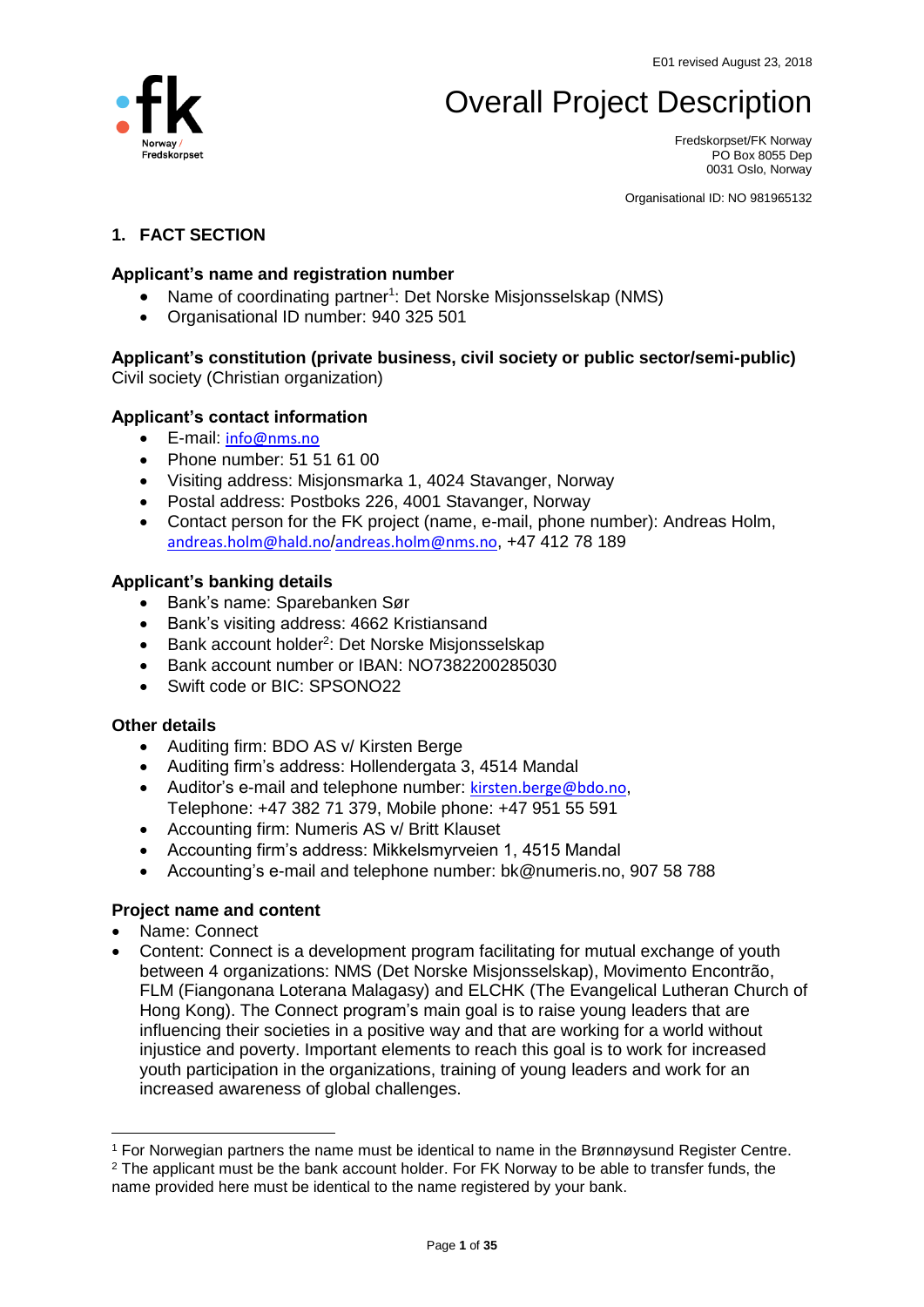E01 revised August 23, 2018

# Overall Project Description

Fredskorpset/FK Norway
PO Box 8055 Dep
0031 Oslo, Norway

Organisational ID: NO 981965132

## 1. FACT SECTION

### Applicant's name and registration number

- Name of coordinating partner[1]: Det Norske Misjonsselskap (NMS)
- Organisational ID number: 940 325 501

### Applicant's constitution (private business, civil society or public sector/semi-public)

Civil society (Christian organization)

### Applicant's contact information

- E-mail: info@nms.no
- Phone number: 51 51 61 00
- Visiting address: Misjonsmarka 1, 4024 Stavanger, Norway
- Postal address: Postboks 226, 4001 Stavanger, Norway
- Contact person for the FK project (name, e-mail, phone number): Andreas Holm, andreas.holm@hald.no/andreas.holm@nms.no, +47 412 78 189

### Applicant's banking details

- Bank's name: Sparebanken Sør
- Bank's visiting address: 4662 Kristiansand
- Bank account holder[2]: Det Norske Misjonsselskap
- Bank account number or IBAN: NO7382200285030
- Swift code or BIC: SPSONO22

### Other details

- Auditing firm: BDO AS v/ Kirsten Berge
- Auditing firm's address: Hollendergata 3, 4514 Mandal
- Auditor's e-mail and telephone number: kirsten.berge@bdo.no, Telephone: +47 382 71 379, Mobile phone: +47 951 55 591
- Accounting firm: Numeris AS v/ Britt Klauset
- Accounting firm's address: Mikkelsmyrveien 1, 4515 Mandal
- Accounting's e-mail and telephone number: bk@numeris.no, 907 58 788

### Project name and content

- Name: Connect
- Content: Connect is a development program facilitating for mutual exchange of youth between 4 organizations: NMS (Det Norske Misjonsselskap), Movimento Encontrão, FLM (Fiangonana Loterana Malagasy) and ELCHK (The Evangelical Lutheran Church of Hong Kong). The Connect program's main goal is to raise young leaders that are influencing their societies in a positive way and that are working for a world without injustice and poverty. Important elements to reach this goal is to work for increased youth participation in the organizations, training of young leaders and work for an increased awareness of global challenges.

---

[1] For Norwegian partners the name must be identical to name in the Brønnøysund Register Centre.

[2] The applicant must be the bank account holder. For FK Norway to be able to transfer funds, the name provided here must be identical to the name registered by your bank.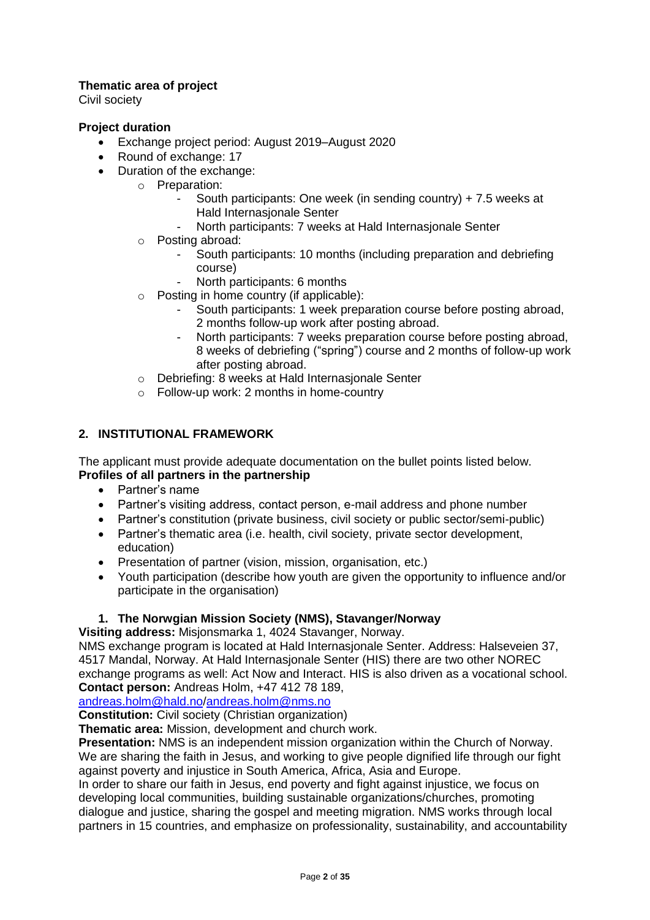**Thematic area of project**
Civil society

**Project duration**

- Exchange project period: August 2019–August 2020
- Round of exchange: 17
- Duration of the exchange:
    - Preparation:
        - South participants: One week (in sending country) + 7.5 weeks at Hald Internasjonale Senter
        - North participants: 7 weeks at Hald Internasjonale Senter
    - Posting abroad:
        - South participants: 10 months (including preparation and debriefing course)
        - North participants: 6 months
    - Posting in home country (if applicable):
        - South participants: 1 week preparation course before posting abroad, 2 months follow-up work after posting abroad.
        - North participants: 7 weeks preparation course before posting abroad, 8 weeks of debriefing ("spring") course and 2 months of follow-up work after posting abroad.
    - Debriefing: 8 weeks at Hald Internasjonale Senter
    - Follow-up work: 2 months in home-country

## 2. INSTITUTIONAL FRAMEWORK

The applicant must provide adequate documentation on the bullet points listed below.

**Profiles of all partners in the partnership**

- Partner's name
- Partner's visiting address, contact person, e-mail address and phone number
- Partner's constitution (private business, civil society or public sector/semi-public)
- Partner's thematic area (i.e. health, civil society, private sector development, education)
- Presentation of partner (vision, mission, organisation, etc.)
- Youth participation (describe how youth are given the opportunity to influence and/or participate in the organisation)

### 1. The Norwgian Mission Society (NMS), Stavanger/Norway

**Visiting address:** Misjonsmarka 1, 4024 Stavanger, Norway.

NMS exchange program is located at Hald Internasjonale Senter. Address: Halseveien 37, 4517 Mandal, Norway. At Hald Internasjonale Senter (HIS) there are two other NOREC exchange programs as well: Act Now and Interact. HIS is also driven as a vocational school.

**Contact person:** Andreas Holm, +47 412 78 189, andreas.holm@hald.no/andreas.holm@nms.no

**Constitution:** Civil society (Christian organization)

**Thematic area:** Mission, development and church work.

**Presentation:** NMS is an independent mission organization within the Church of Norway. We are sharing the faith in Jesus, and working to give people dignified life through our fight against poverty and injustice in South America, Africa, Asia and Europe.

In order to share our faith in Jesus, end poverty and fight against injustice, we focus on developing local communities, building sustainable organizations/churches, promoting dialogue and justice, sharing the gospel and meeting migration. NMS works through local partners in 15 countries, and emphasize on professionality, sustainability, and accountability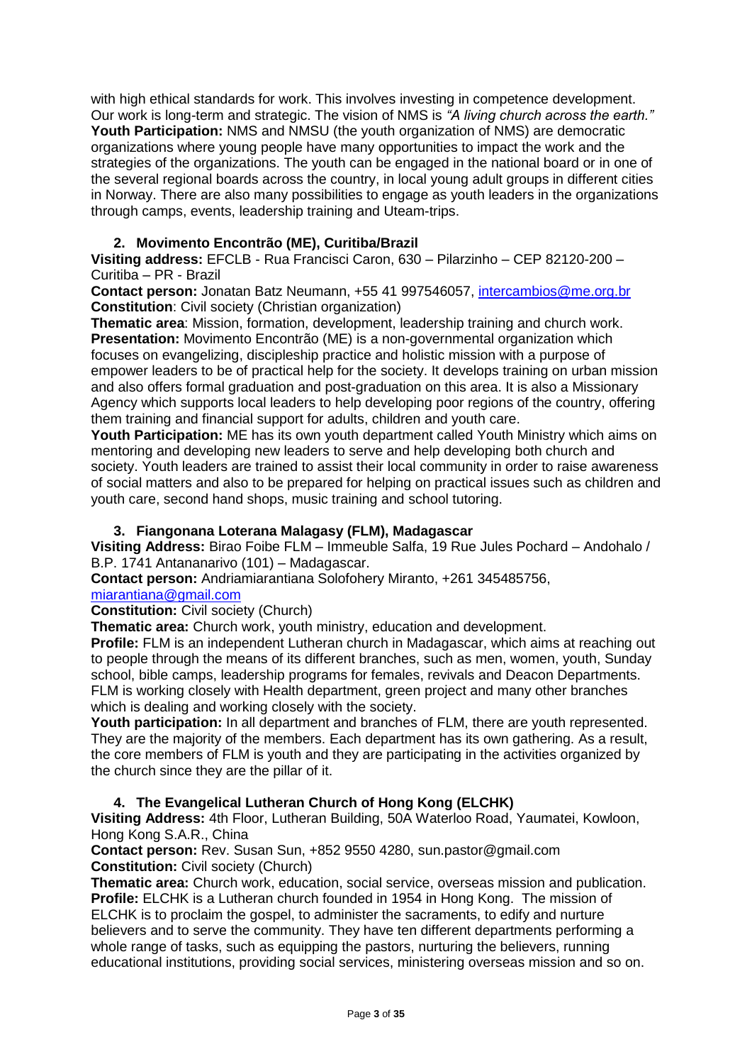with high ethical standards for work. This involves investing in competence development. Our work is long-term and strategic. The vision of NMS is *"A living church across the earth."*
**Youth Participation:** NMS and NMSU (the youth organization of NMS) are democratic organizations where young people have many opportunities to impact the work and the strategies of the organizations. The youth can be engaged in the national board or in one of the several regional boards across the country, in local young adult groups in different cities in Norway. There are also many possibilities to engage as youth leaders in the organizations through camps, events, leadership training and Uteam-trips.

### 2. Movimento Encontrão (ME), Curitiba/Brazil

**Visiting address:** EFCLB - Rua Francisci Caron, 630 – Pilarzinho – CEP 82120-200 – Curitiba – PR - Brazil
**Contact person:** Jonatan Batz Neumann, +55 41 997546057, intercambios@me.org.br
**Constitution**: Civil society (Christian organization)
**Thematic area**: Mission, formation, development, leadership training and church work.
**Presentation:** Movimento Encontrão (ME) is a non-governmental organization which focuses on evangelizing, discipleship practice and holistic mission with a purpose of empower leaders to be of practical help for the society. It develops training on urban mission and also offers formal graduation and post-graduation on this area. It is also a Missionary Agency which supports local leaders to help developing poor regions of the country, offering them training and financial support for adults, children and youth care.
**Youth Participation:** ME has its own youth department called Youth Ministry which aims on mentoring and developing new leaders to serve and help developing both church and society. Youth leaders are trained to assist their local community in order to raise awareness of social matters and also to be prepared for helping on practical issues such as children and youth care, second hand shops, music training and school tutoring.

### 3. Fiangonana Loterana Malagasy (FLM), Madagascar

**Visiting Address:** Birao Foibe FLM – Immeuble Salfa, 19 Rue Jules Pochard – Andohalo / B.P. 1741 Antananarivo (101) – Madagascar.
**Contact person:** Andriamiarantiana Solofohery Miranto, +261 345485756, miarantiana@gmail.com
**Constitution:** Civil society (Church)
**Thematic area:** Church work, youth ministry, education and development.
**Profile:** FLM is an independent Lutheran church in Madagascar, which aims at reaching out to people through the means of its different branches, such as men, women, youth, Sunday school, bible camps, leadership programs for females, revivals and Deacon Departments. FLM is working closely with Health department, green project and many other branches which is dealing and working closely with the society.
**Youth participation:** In all department and branches of FLM, there are youth represented. They are the majority of the members. Each department has its own gathering. As a result, the core members of FLM is youth and they are participating in the activities organized by the church since they are the pillar of it.

### 4. The Evangelical Lutheran Church of Hong Kong (ELCHK)

**Visiting Address:** 4th Floor, Lutheran Building, 50A Waterloo Road, Yaumatei, Kowloon, Hong Kong S.A.R., China
**Contact person:** Rev. Susan Sun, +852 9550 4280, sun.pastor@gmail.com
**Constitution:** Civil society (Church)
**Thematic area:** Church work, education, social service, overseas mission and publication.
**Profile:** ELCHK is a Lutheran church founded in 1954 in Hong Kong. The mission of ELCHK is to proclaim the gospel, to administer the sacraments, to edify and nurture believers and to serve the community. They have ten different departments performing a whole range of tasks, such as equipping the pastors, nurturing the believers, running educational institutions, providing social services, ministering overseas mission and so on.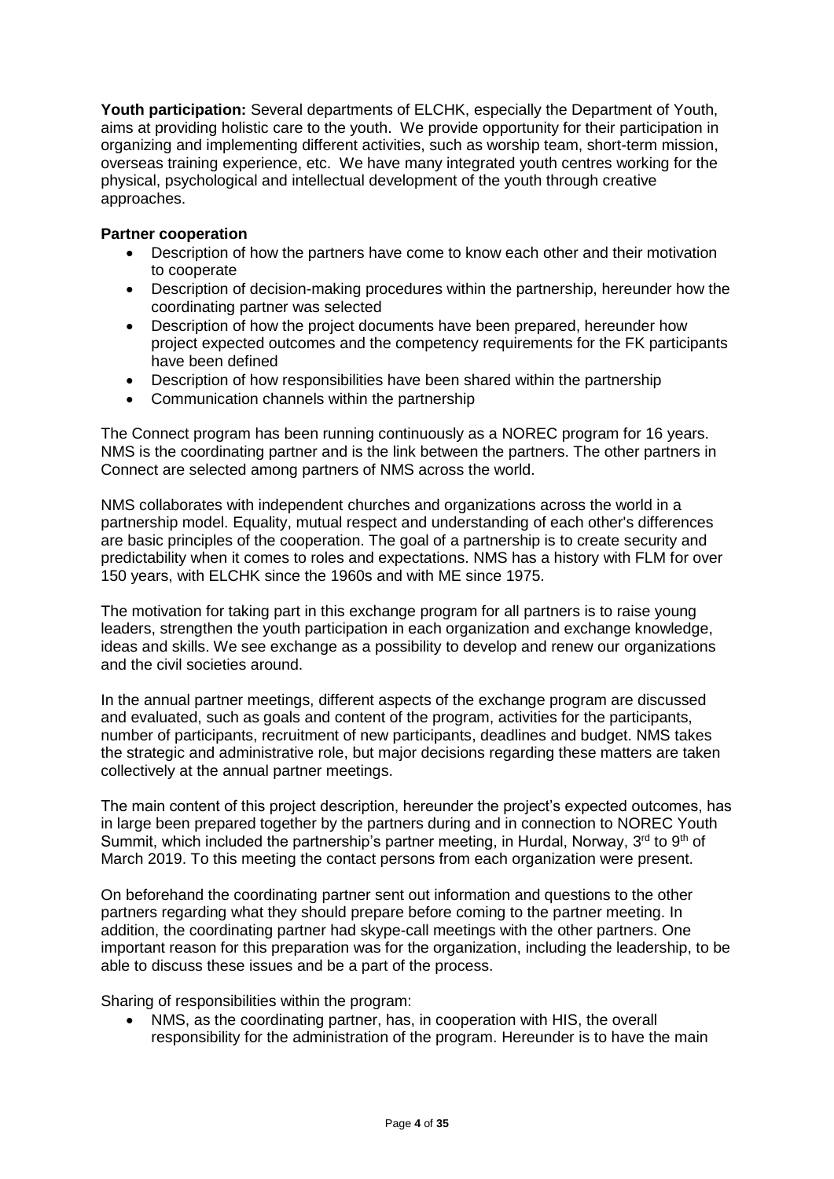**Youth participation:** Several departments of ELCHK, especially the Department of Youth, aims at providing holistic care to the youth. We provide opportunity for their participation in organizing and implementing different activities, such as worship team, short-term mission, overseas training experience, etc. We have many integrated youth centres working for the physical, psychological and intellectual development of the youth through creative approaches.

**Partner cooperation**

- Description of how the partners have come to know each other and their motivation to cooperate
- Description of decision-making procedures within the partnership, hereunder how the coordinating partner was selected
- Description of how the project documents have been prepared, hereunder how project expected outcomes and the competency requirements for the FK participants have been defined
- Description of how responsibilities have been shared within the partnership
- Communication channels within the partnership

The Connect program has been running continuously as a NOREC program for 16 years. NMS is the coordinating partner and is the link between the partners. The other partners in Connect are selected among partners of NMS across the world.

NMS collaborates with independent churches and organizations across the world in a partnership model. Equality, mutual respect and understanding of each other's differences are basic principles of the cooperation. The goal of a partnership is to create security and predictability when it comes to roles and expectations. NMS has a history with FLM for over 150 years, with ELCHK since the 1960s and with ME since 1975.

The motivation for taking part in this exchange program for all partners is to raise young leaders, strengthen the youth participation in each organization and exchange knowledge, ideas and skills. We see exchange as a possibility to develop and renew our organizations and the civil societies around.

In the annual partner meetings, different aspects of the exchange program are discussed and evaluated, such as goals and content of the program, activities for the participants, number of participants, recruitment of new participants, deadlines and budget. NMS takes the strategic and administrative role, but major decisions regarding these matters are taken collectively at the annual partner meetings.

The main content of this project description, hereunder the project's expected outcomes, has in large been prepared together by the partners during and in connection to NOREC Youth Summit, which included the partnership's partner meeting, in Hurdal, Norway, 3rd to 9th of March 2019. To this meeting the contact persons from each organization were present.

On beforehand the coordinating partner sent out information and questions to the other partners regarding what they should prepare before coming to the partner meeting. In addition, the coordinating partner had skype-call meetings with the other partners. One important reason for this preparation was for the organization, including the leadership, to be able to discuss these issues and be a part of the process.

Sharing of responsibilities within the program:

- NMS, as the coordinating partner, has, in cooperation with HIS, the overall responsibility for the administration of the program. Hereunder is to have the main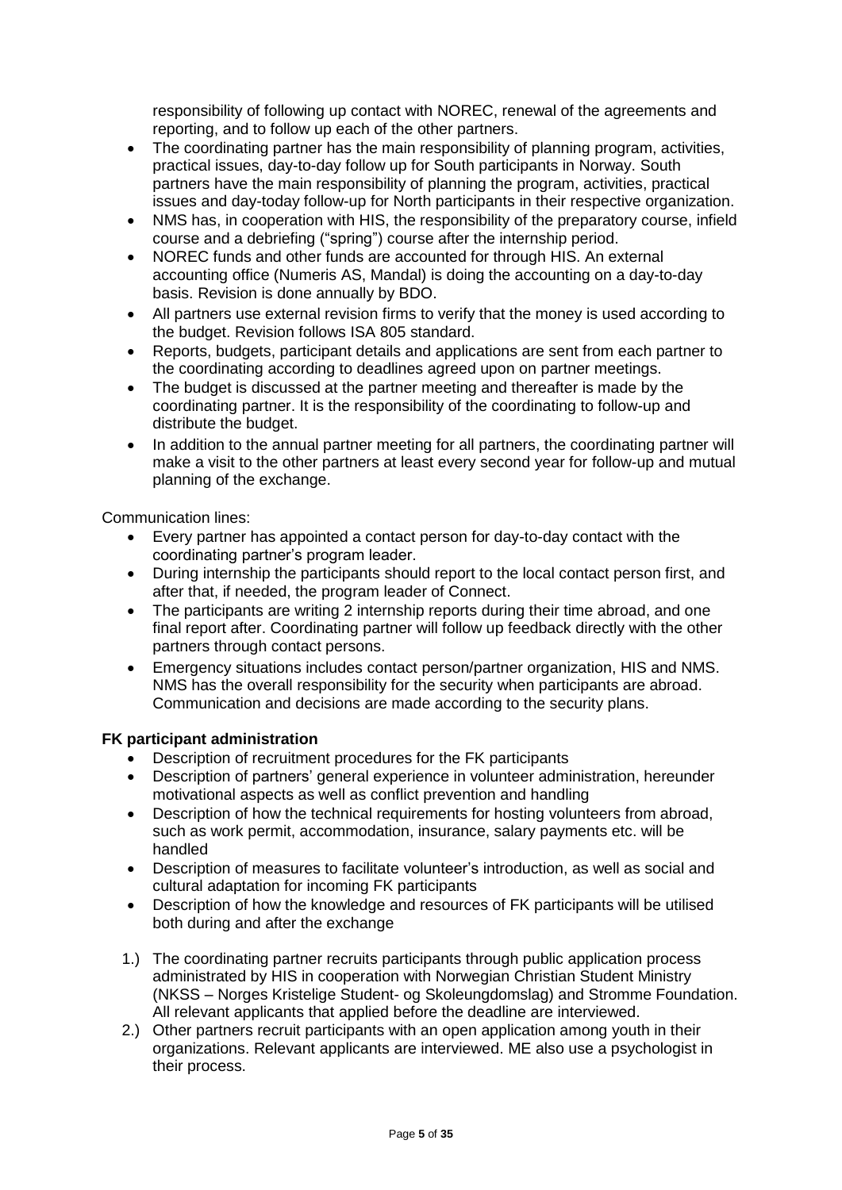responsibility of following up contact with NOREC, renewal of the agreements and reporting, and to follow up each of the other partners.

- The coordinating partner has the main responsibility of planning program, activities, practical issues, day-to-day follow up for South participants in Norway. South partners have the main responsibility of planning the program, activities, practical issues and day-today follow-up for North participants in their respective organization.
- NMS has, in cooperation with HIS, the responsibility of the preparatory course, infield course and a debriefing ("spring") course after the internship period.
- NOREC funds and other funds are accounted for through HIS. An external accounting office (Numeris AS, Mandal) is doing the accounting on a day-to-day basis. Revision is done annually by BDO.
- All partners use external revision firms to verify that the money is used according to the budget. Revision follows ISA 805 standard.
- Reports, budgets, participant details and applications are sent from each partner to the coordinating according to deadlines agreed upon on partner meetings.
- The budget is discussed at the partner meeting and thereafter is made by the coordinating partner. It is the responsibility of the coordinating to follow-up and distribute the budget.
- In addition to the annual partner meeting for all partners, the coordinating partner will make a visit to the other partners at least every second year for follow-up and mutual planning of the exchange.

Communication lines:

- Every partner has appointed a contact person for day-to-day contact with the coordinating partner's program leader.
- During internship the participants should report to the local contact person first, and after that, if needed, the program leader of Connect.
- The participants are writing 2 internship reports during their time abroad, and one final report after. Coordinating partner will follow up feedback directly with the other partners through contact persons.
- Emergency situations includes contact person/partner organization, HIS and NMS. NMS has the overall responsibility for the security when participants are abroad. Communication and decisions are made according to the security plans.

**FK participant administration**

- Description of recruitment procedures for the FK participants
- Description of partners' general experience in volunteer administration, hereunder motivational aspects as well as conflict prevention and handling
- Description of how the technical requirements for hosting volunteers from abroad, such as work permit, accommodation, insurance, salary payments etc. will be handled
- Description of measures to facilitate volunteer's introduction, as well as social and cultural adaptation for incoming FK participants
- Description of how the knowledge and resources of FK participants will be utilised both during and after the exchange

1.) The coordinating partner recruits participants through public application process administrated by HIS in cooperation with Norwegian Christian Student Ministry (NKSS – Norges Kristelige Student- og Skoleungdomslag) and Stromme Foundation. All relevant applicants that applied before the deadline are interviewed.

2.) Other partners recruit participants with an open application among youth in their organizations. Relevant applicants are interviewed. ME also use a psychologist in their process.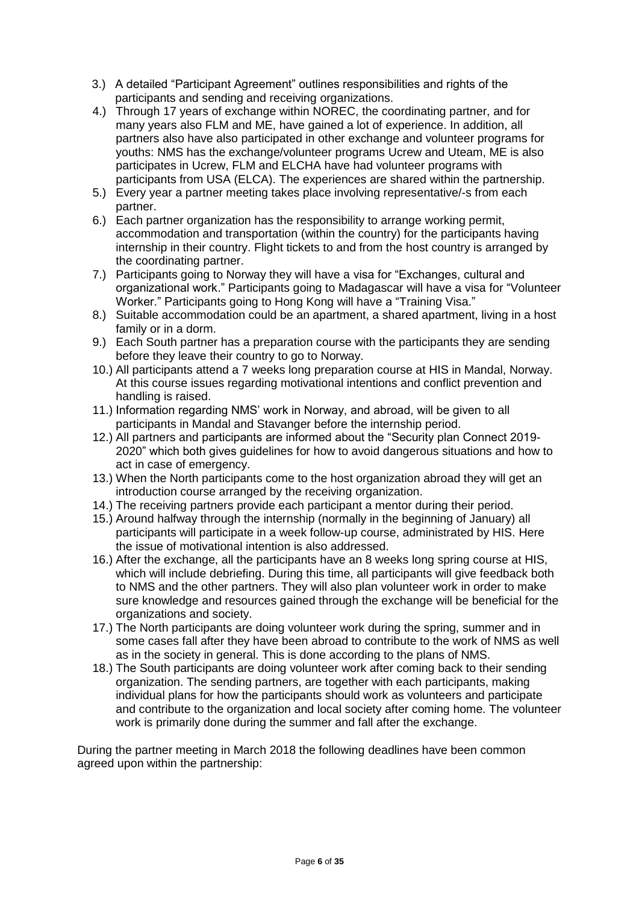3.) A detailed "Participant Agreement" outlines responsibilities and rights of the participants and sending and receiving organizations.

4.) Through 17 years of exchange within NOREC, the coordinating partner, and for many years also FLM and ME, have gained a lot of experience. In addition, all partners also have also participated in other exchange and volunteer programs for youths: NMS has the exchange/volunteer programs Ucrew and Uteam, ME is also participates in Ucrew, FLM and ELCHA have had volunteer programs with participants from USA (ELCA). The experiences are shared within the partnership.

5.) Every year a partner meeting takes place involving representative/-s from each partner.

6.) Each partner organization has the responsibility to arrange working permit, accommodation and transportation (within the country) for the participants having internship in their country. Flight tickets to and from the host country is arranged by the coordinating partner.

7.) Participants going to Norway they will have a visa for "Exchanges, cultural and organizational work." Participants going to Madagascar will have a visa for "Volunteer Worker." Participants going to Hong Kong will have a "Training Visa."

8.) Suitable accommodation could be an apartment, a shared apartment, living in a host family or in a dorm.

9.) Each South partner has a preparation course with the participants they are sending before they leave their country to go to Norway.

10.) All participants attend a 7 weeks long preparation course at HIS in Mandal, Norway. At this course issues regarding motivational intentions and conflict prevention and handling is raised.

11.) Information regarding NMS' work in Norway, and abroad, will be given to all participants in Mandal and Stavanger before the internship period.

12.) All partners and participants are informed about the "Security plan Connect 2019-2020" which both gives guidelines for how to avoid dangerous situations and how to act in case of emergency.

13.) When the North participants come to the host organization abroad they will get an introduction course arranged by the receiving organization.

14.) The receiving partners provide each participant a mentor during their period.

15.) Around halfway through the internship (normally in the beginning of January) all participants will participate in a week follow-up course, administrated by HIS. Here the issue of motivational intention is also addressed.

16.) After the exchange, all the participants have an 8 weeks long spring course at HIS, which will include debriefing. During this time, all participants will give feedback both to NMS and the other partners. They will also plan volunteer work in order to make sure knowledge and resources gained through the exchange will be beneficial for the organizations and society.

17.) The North participants are doing volunteer work during the spring, summer and in some cases fall after they have been abroad to contribute to the work of NMS as well as in the society in general. This is done according to the plans of NMS.

18.) The South participants are doing volunteer work after coming back to their sending organization. The sending partners, are together with each participants, making individual plans for how the participants should work as volunteers and participate and contribute to the organization and local society after coming home. The volunteer work is primarily done during the summer and fall after the exchange.

During the partner meeting in March 2018 the following deadlines have been common agreed upon within the partnership: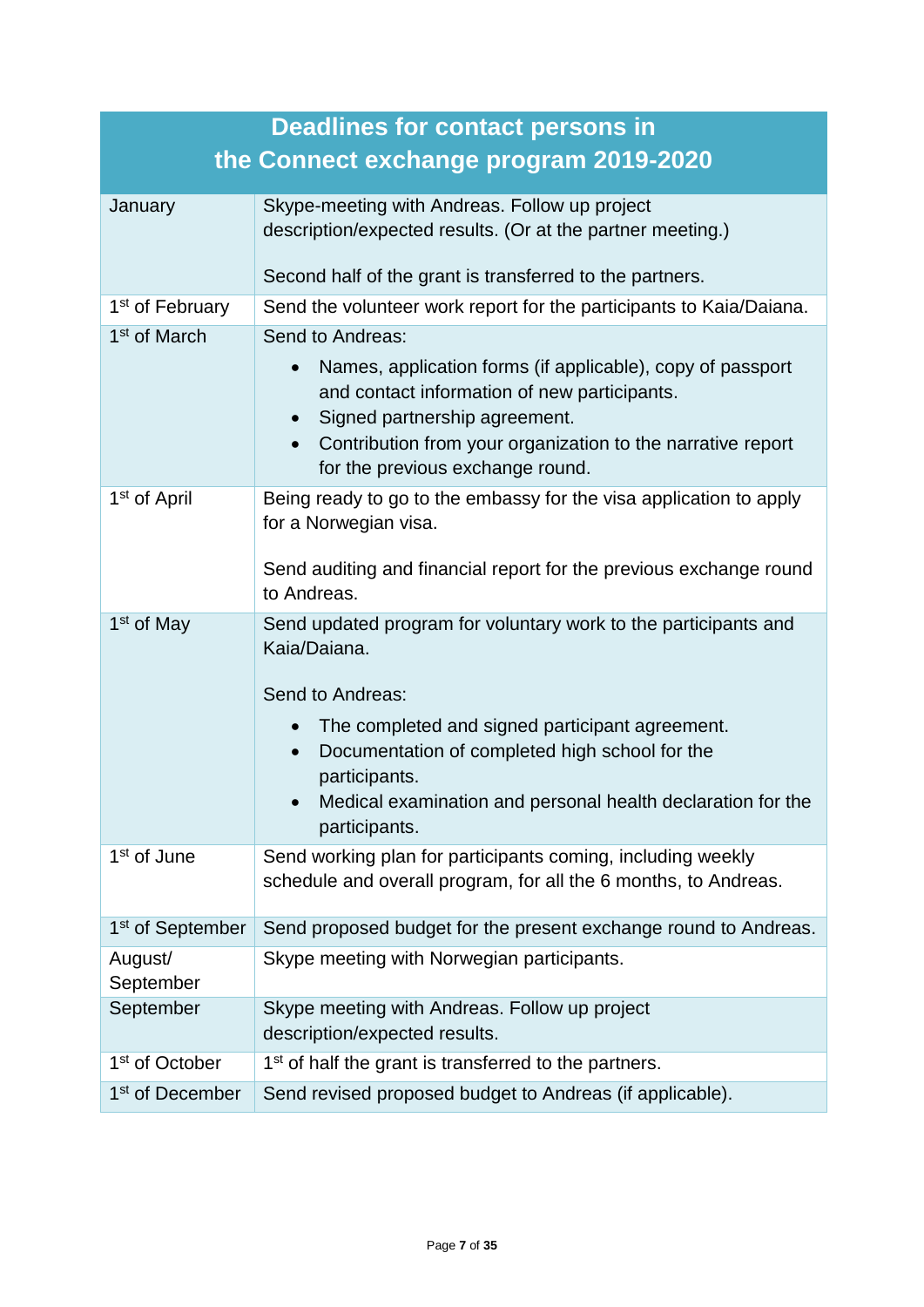| Deadlines for contact persons in the Connect exchange program 2019-2020 | |
|---|---|
| January | Skype-meeting with Andreas. Follow up project description/expected results. (Or at the partner meeting.)<br><br>Second half of the grant is transferred to the partners. |
| 1st of February | Send the volunteer work report for the participants to Kaia/Daiana. |
| 1st of March | Send to Andreas:<br>• Names, application forms (if applicable), copy of passport and contact information of new participants.<br>• Signed partnership agreement.<br>• Contribution from your organization to the narrative report for the previous exchange round. |
| 1st of April | Being ready to go to the embassy for the visa application to apply for a Norwegian visa.<br><br>Send auditing and financial report for the previous exchange round to Andreas. |
| 1st of May | Send updated program for voluntary work to the participants and Kaia/Daiana.<br><br>Send to Andreas:<br>• The completed and signed participant agreement.<br>• Documentation of completed high school for the participants.<br>• Medical examination and personal health declaration for the participants. |
| 1st of June | Send working plan for participants coming, including weekly schedule and overall program, for all the 6 months, to Andreas. |
| 1st of September | Send proposed budget for the present exchange round to Andreas. |
| August/ September | Skype meeting with Norwegian participants. |
| September | Skype meeting with Andreas. Follow up project description/expected results. |
| 1st of October | 1st of half the grant is transferred to the partners. |
| 1st of December | Send revised proposed budget to Andreas (if applicable). |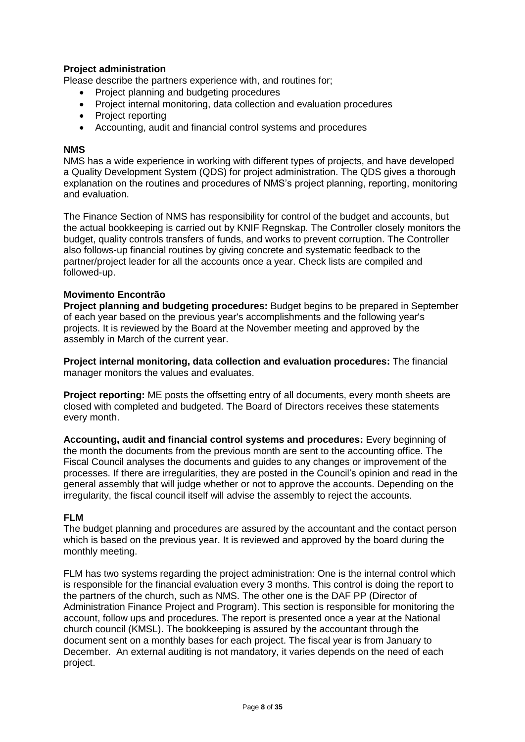**Project administration**

Please describe the partners experience with, and routines for;

- Project planning and budgeting procedures
- Project internal monitoring, data collection and evaluation procedures
- Project reporting
- Accounting, audit and financial control systems and procedures

**NMS**

NMS has a wide experience in working with different types of projects, and have developed a Quality Development System (QDS) for project administration. The QDS gives a thorough explanation on the routines and procedures of NMS's project planning, reporting, monitoring and evaluation.

The Finance Section of NMS has responsibility for control of the budget and accounts, but the actual bookkeeping is carried out by KNIF Regnskap. The Controller closely monitors the budget, quality controls transfers of funds, and works to prevent corruption. The Controller also follows-up financial routines by giving concrete and systematic feedback to the partner/project leader for all the accounts once a year. Check lists are compiled and followed-up.

**Movimento Encontrão**

**Project planning and budgeting procedures:** Budget begins to be prepared in September of each year based on the previous year's accomplishments and the following year's projects. It is reviewed by the Board at the November meeting and approved by the assembly in March of the current year.

**Project internal monitoring, data collection and evaluation procedures:** The financial manager monitors the values and evaluates.

**Project reporting:** ME posts the offsetting entry of all documents, every month sheets are closed with completed and budgeted. The Board of Directors receives these statements every month.

**Accounting, audit and financial control systems and procedures:** Every beginning of the month the documents from the previous month are sent to the accounting office. The Fiscal Council analyses the documents and guides to any changes or improvement of the processes. If there are irregularities, they are posted in the Council's opinion and read in the general assembly that will judge whether or not to approve the accounts. Depending on the irregularity, the fiscal council itself will advise the assembly to reject the accounts.

**FLM**

The budget planning and procedures are assured by the accountant and the contact person which is based on the previous year. It is reviewed and approved by the board during the monthly meeting.

FLM has two systems regarding the project administration: One is the internal control which is responsible for the financial evaluation every 3 months. This control is doing the report to the partners of the church, such as NMS. The other one is the DAF PP (Director of Administration Finance Project and Program). This section is responsible for monitoring the account, follow ups and procedures. The report is presented once a year at the National church council (KMSL). The bookkeeping is assured by the accountant through the document sent on a monthly bases for each project. The fiscal year is from January to December. An external auditing is not mandatory, it varies depends on the need of each project.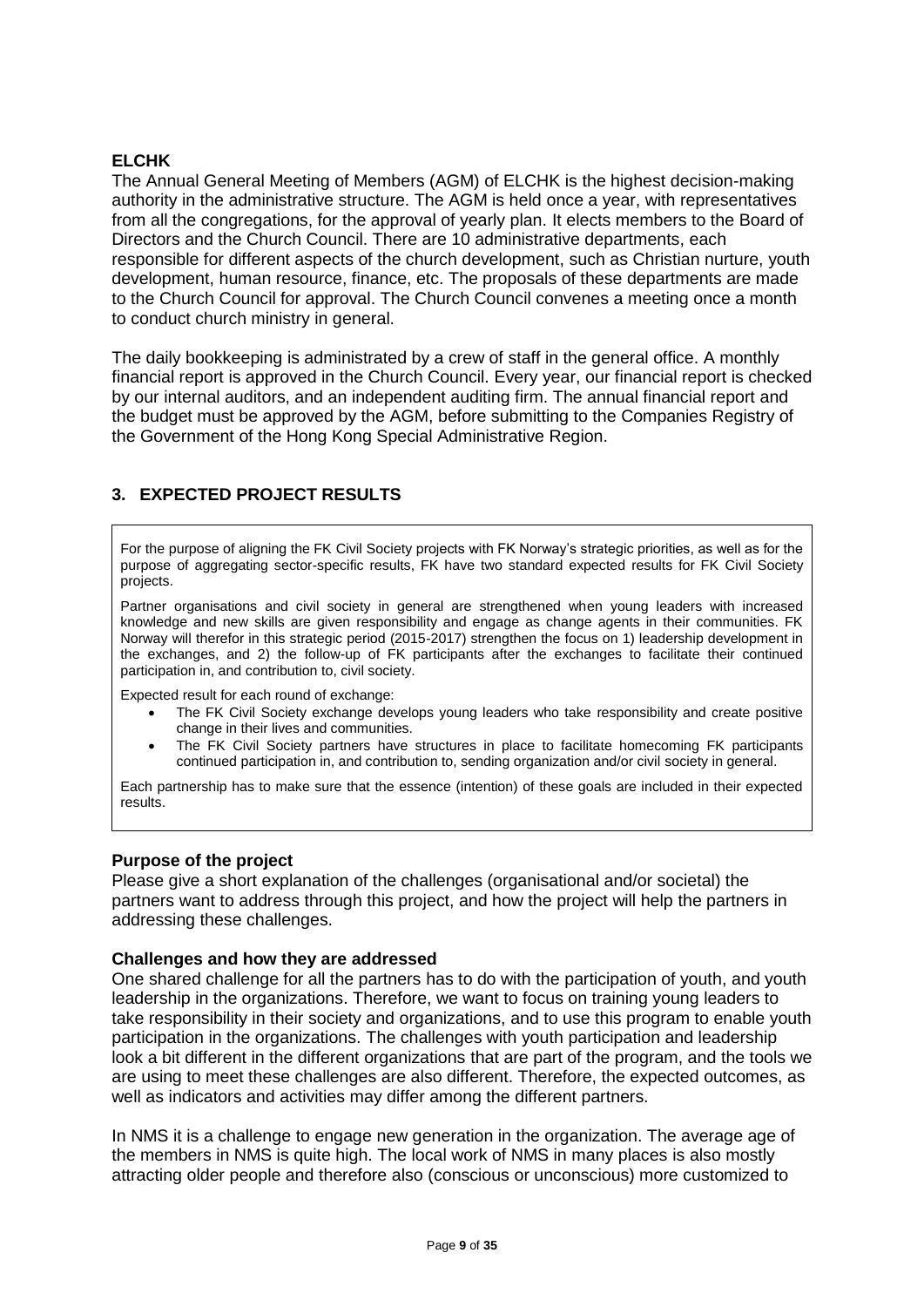**ELCHK**

The Annual General Meeting of Members (AGM) of ELCHK is the highest decision-making authority in the administrative structure. The AGM is held once a year, with representatives from all the congregations, for the approval of yearly plan. It elects members to the Board of Directors and the Church Council. There are 10 administrative departments, each responsible for different aspects of the church development, such as Christian nurture, youth development, human resource, finance, etc. The proposals of these departments are made to the Church Council for approval. The Church Council convenes a meeting once a month to conduct church ministry in general.

The daily bookkeeping is administrated by a crew of staff in the general office. A monthly financial report is approved in the Church Council. Every year, our financial report is checked by our internal auditors, and an independent auditing firm. The annual financial report and the budget must be approved by the AGM, before submitting to the Companies Registry of the Government of the Hong Kong Special Administrative Region.

## 3. EXPECTED PROJECT RESULTS

> For the purpose of aligning the FK Civil Society projects with FK Norway's strategic priorities, as well as for the purpose of aggregating sector-specific results, FK have two standard expected results for FK Civil Society projects.
>
> Partner organisations and civil society in general are strengthened when young leaders with increased knowledge and new skills are given responsibility and engage as change agents in their communities. FK Norway will therefor in this strategic period (2015-2017) strengthen the focus on 1) leadership development in the exchanges, and 2) the follow-up of FK participants after the exchanges to facilitate their continued participation in, and contribution to, civil society.
>
> Expected result for each round of exchange:
>
> - The FK Civil Society exchange develops young leaders who take responsibility and create positive change in their lives and communities.
> - The FK Civil Society partners have structures in place to facilitate homecoming FK participants continued participation in, and contribution to, sending organization and/or civil society in general.
>
> Each partnership has to make sure that the essence (intention) of these goals are included in their expected results.

**Purpose of the project**

Please give a short explanation of the challenges (organisational and/or societal) the partners want to address through this project, and how the project will help the partners in addressing these challenges.

**Challenges and how they are addressed**

One shared challenge for all the partners has to do with the participation of youth, and youth leadership in the organizations. Therefore, we want to focus on training young leaders to take responsibility in their society and organizations, and to use this program to enable youth participation in the organizations. The challenges with youth participation and leadership look a bit different in the different organizations that are part of the program, and the tools we are using to meet these challenges are also different. Therefore, the expected outcomes, as well as indicators and activities may differ among the different partners.

In NMS it is a challenge to engage new generation in the organization. The average age of the members in NMS is quite high. The local work of NMS in many places is also mostly attracting older people and therefore also (conscious or unconscious) more customized to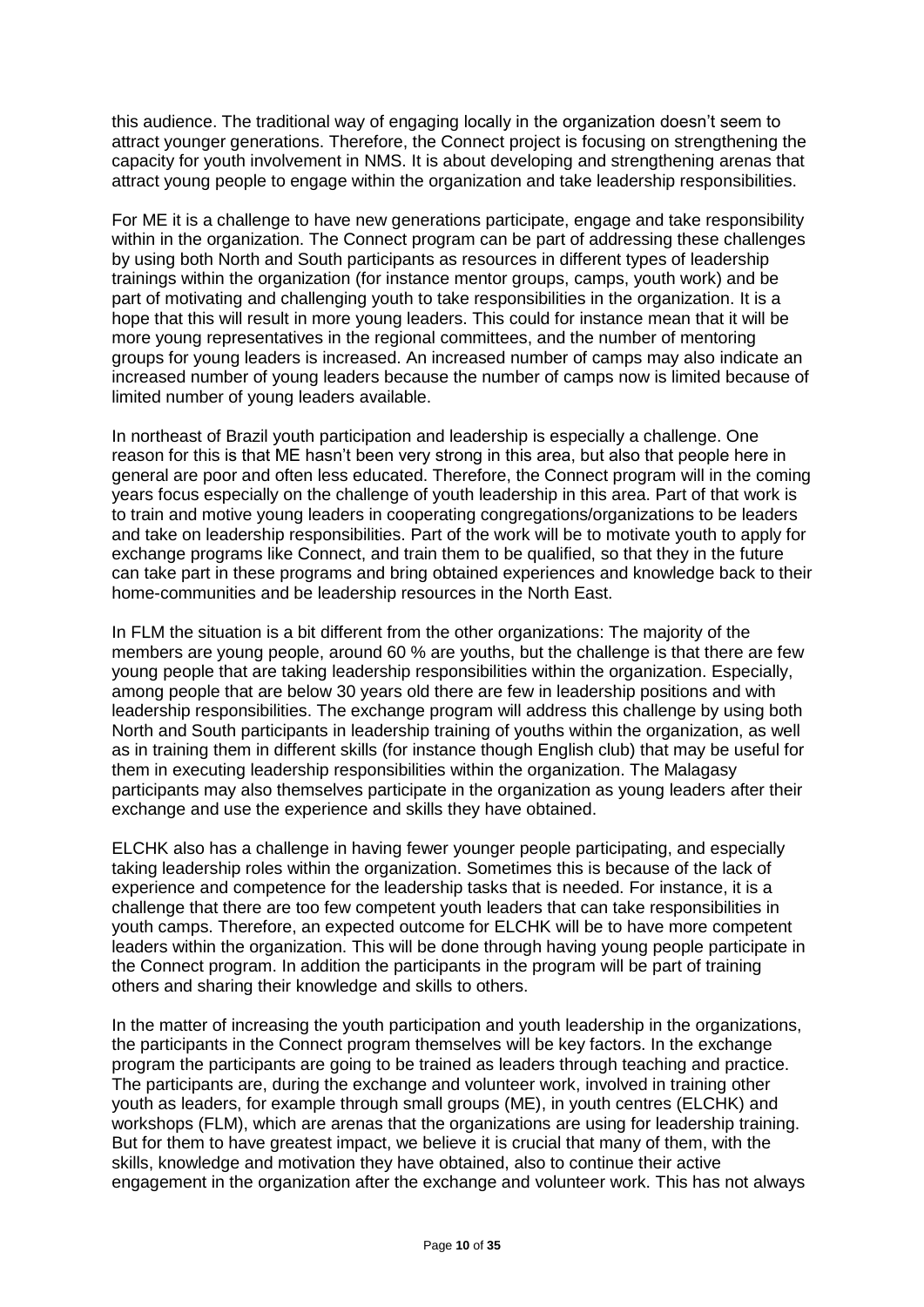this audience. The traditional way of engaging locally in the organization doesn't seem to attract younger generations. Therefore, the Connect project is focusing on strengthening the capacity for youth involvement in NMS. It is about developing and strengthening arenas that attract young people to engage within the organization and take leadership responsibilities.

For ME it is a challenge to have new generations participate, engage and take responsibility within in the organization. The Connect program can be part of addressing these challenges by using both North and South participants as resources in different types of leadership trainings within the organization (for instance mentor groups, camps, youth work) and be part of motivating and challenging youth to take responsibilities in the organization. It is a hope that this will result in more young leaders. This could for instance mean that it will be more young representatives in the regional committees, and the number of mentoring groups for young leaders is increased. An increased number of camps may also indicate an increased number of young leaders because the number of camps now is limited because of limited number of young leaders available.

In northeast of Brazil youth participation and leadership is especially a challenge. One reason for this is that ME hasn't been very strong in this area, but also that people here in general are poor and often less educated. Therefore, the Connect program will in the coming years focus especially on the challenge of youth leadership in this area. Part of that work is to train and motive young leaders in cooperating congregations/organizations to be leaders and take on leadership responsibilities. Part of the work will be to motivate youth to apply for exchange programs like Connect, and train them to be qualified, so that they in the future can take part in these programs and bring obtained experiences and knowledge back to their home-communities and be leadership resources in the North East.

In FLM the situation is a bit different from the other organizations: The majority of the members are young people, around 60 % are youths, but the challenge is that there are few young people that are taking leadership responsibilities within the organization. Especially, among people that are below 30 years old there are few in leadership positions and with leadership responsibilities. The exchange program will address this challenge by using both North and South participants in leadership training of youths within the organization, as well as in training them in different skills (for instance though English club) that may be useful for them in executing leadership responsibilities within the organization. The Malagasy participants may also themselves participate in the organization as young leaders after their exchange and use the experience and skills they have obtained.

ELCHK also has a challenge in having fewer younger people participating, and especially taking leadership roles within the organization. Sometimes this is because of the lack of experience and competence for the leadership tasks that is needed. For instance, it is a challenge that there are too few competent youth leaders that can take responsibilities in youth camps. Therefore, an expected outcome for ELCHK will be to have more competent leaders within the organization. This will be done through having young people participate in the Connect program. In addition the participants in the program will be part of training others and sharing their knowledge and skills to others.

In the matter of increasing the youth participation and youth leadership in the organizations, the participants in the Connect program themselves will be key factors. In the exchange program the participants are going to be trained as leaders through teaching and practice. The participants are, during the exchange and volunteer work, involved in training other youth as leaders, for example through small groups (ME), in youth centres (ELCHK) and workshops (FLM), which are arenas that the organizations are using for leadership training. But for them to have greatest impact, we believe it is crucial that many of them, with the skills, knowledge and motivation they have obtained, also to continue their active engagement in the organization after the exchange and volunteer work. This has not always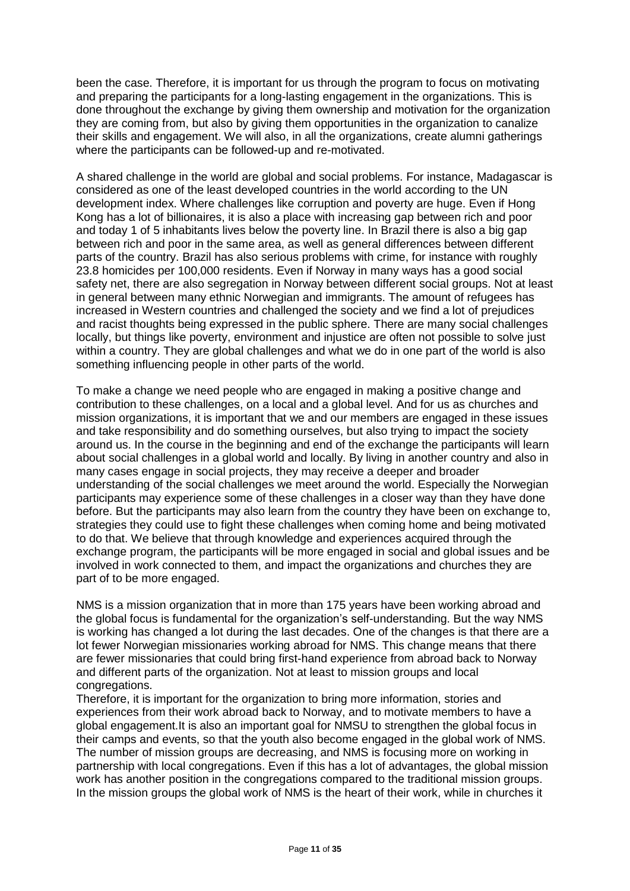been the case. Therefore, it is important for us through the program to focus on motivating and preparing the participants for a long-lasting engagement in the organizations. This is done throughout the exchange by giving them ownership and motivation for the organization they are coming from, but also by giving them opportunities in the organization to canalize their skills and engagement. We will also, in all the organizations, create alumni gatherings where the participants can be followed-up and re-motivated.

A shared challenge in the world are global and social problems. For instance, Madagascar is considered as one of the least developed countries in the world according to the UN development index. Where challenges like corruption and poverty are huge. Even if Hong Kong has a lot of billionaires, it is also a place with increasing gap between rich and poor and today 1 of 5 inhabitants lives below the poverty line. In Brazil there is also a big gap between rich and poor in the same area, as well as general differences between different parts of the country. Brazil has also serious problems with crime, for instance with roughly 23.8 homicides per 100,000 residents. Even if Norway in many ways has a good social safety net, there are also segregation in Norway between different social groups. Not at least in general between many ethnic Norwegian and immigrants. The amount of refugees has increased in Western countries and challenged the society and we find a lot of prejudices and racist thoughts being expressed in the public sphere. There are many social challenges locally, but things like poverty, environment and injustice are often not possible to solve just within a country. They are global challenges and what we do in one part of the world is also something influencing people in other parts of the world.

To make a change we need people who are engaged in making a positive change and contribution to these challenges, on a local and a global level. And for us as churches and mission organizations, it is important that we and our members are engaged in these issues and take responsibility and do something ourselves, but also trying to impact the society around us. In the course in the beginning and end of the exchange the participants will learn about social challenges in a global world and locally. By living in another country and also in many cases engage in social projects, they may receive a deeper and broader understanding of the social challenges we meet around the world. Especially the Norwegian participants may experience some of these challenges in a closer way than they have done before. But the participants may also learn from the country they have been on exchange to, strategies they could use to fight these challenges when coming home and being motivated to do that. We believe that through knowledge and experiences acquired through the exchange program, the participants will be more engaged in social and global issues and be involved in work connected to them, and impact the organizations and churches they are part of to be more engaged.

NMS is a mission organization that in more than 175 years have been working abroad and the global focus is fundamental for the organization's self-understanding. But the way NMS is working has changed a lot during the last decades. One of the changes is that there are a lot fewer Norwegian missionaries working abroad for NMS. This change means that there are fewer missionaries that could bring first-hand experience from abroad back to Norway and different parts of the organization. Not at least to mission groups and local congregations.
Therefore, it is important for the organization to bring more information, stories and experiences from their work abroad back to Norway, and to motivate members to have a global engagement.It is also an important goal for NMSU to strengthen the global focus in their camps and events, so that the youth also become engaged in the global work of NMS. The number of mission groups are decreasing, and NMS is focusing more on working in partnership with local congregations. Even if this has a lot of advantages, the global mission work has another position in the congregations compared to the traditional mission groups. In the mission groups the global work of NMS is the heart of their work, while in churches it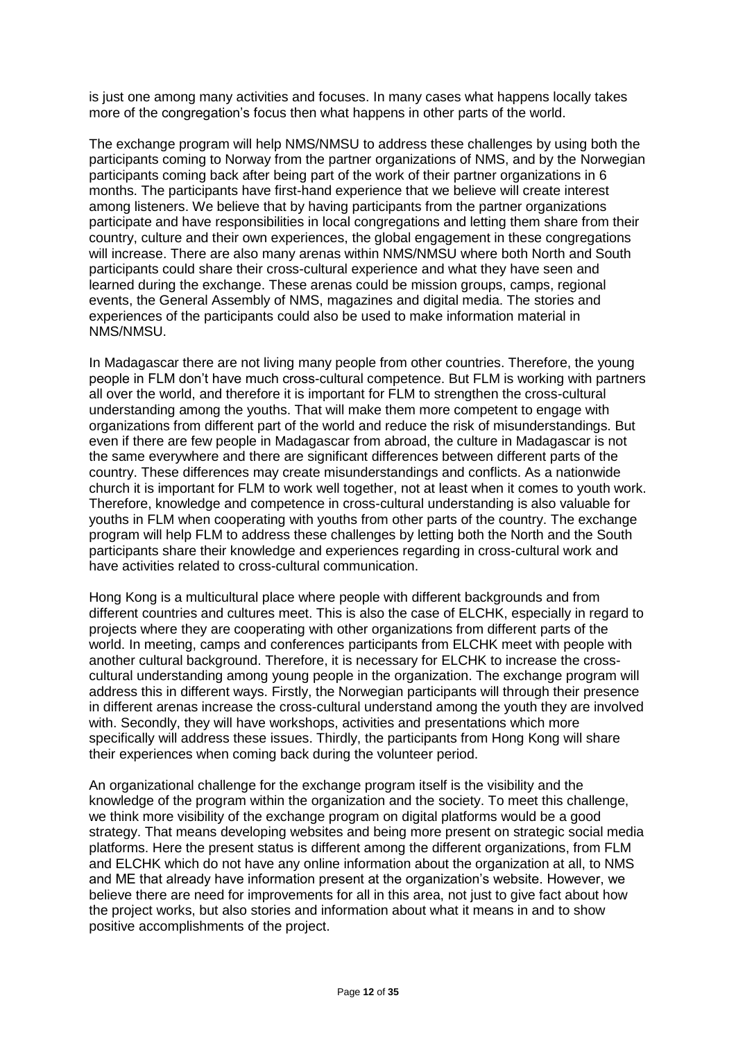is just one among many activities and focuses. In many cases what happens locally takes more of the congregation's focus then what happens in other parts of the world.

The exchange program will help NMS/NMSU to address these challenges by using both the participants coming to Norway from the partner organizations of NMS, and by the Norwegian participants coming back after being part of the work of their partner organizations in 6 months. The participants have first-hand experience that we believe will create interest among listeners. We believe that by having participants from the partner organizations participate and have responsibilities in local congregations and letting them share from their country, culture and their own experiences, the global engagement in these congregations will increase. There are also many arenas within NMS/NMSU where both North and South participants could share their cross-cultural experience and what they have seen and learned during the exchange. These arenas could be mission groups, camps, regional events, the General Assembly of NMS, magazines and digital media. The stories and experiences of the participants could also be used to make information material in NMS/NMSU.

In Madagascar there are not living many people from other countries. Therefore, the young people in FLM don't have much cross-cultural competence. But FLM is working with partners all over the world, and therefore it is important for FLM to strengthen the cross-cultural understanding among the youths. That will make them more competent to engage with organizations from different part of the world and reduce the risk of misunderstandings. But even if there are few people in Madagascar from abroad, the culture in Madagascar is not the same everywhere and there are significant differences between different parts of the country. These differences may create misunderstandings and conflicts. As a nationwide church it is important for FLM to work well together, not at least when it comes to youth work. Therefore, knowledge and competence in cross-cultural understanding is also valuable for youths in FLM when cooperating with youths from other parts of the country. The exchange program will help FLM to address these challenges by letting both the North and the South participants share their knowledge and experiences regarding in cross-cultural work and have activities related to cross-cultural communication.

Hong Kong is a multicultural place where people with different backgrounds and from different countries and cultures meet. This is also the case of ELCHK, especially in regard to projects where they are cooperating with other organizations from different parts of the world. In meeting, camps and conferences participants from ELCHK meet with people with another cultural background. Therefore, it is necessary for ELCHK to increase the cross-cultural understanding among young people in the organization. The exchange program will address this in different ways. Firstly, the Norwegian participants will through their presence in different arenas increase the cross-cultural understand among the youth they are involved with. Secondly, they will have workshops, activities and presentations which more specifically will address these issues. Thirdly, the participants from Hong Kong will share their experiences when coming back during the volunteer period.

An organizational challenge for the exchange program itself is the visibility and the knowledge of the program within the organization and the society. To meet this challenge, we think more visibility of the exchange program on digital platforms would be a good strategy. That means developing websites and being more present on strategic social media platforms. Here the present status is different among the different organizations, from FLM and ELCHK which do not have any online information about the organization at all, to NMS and ME that already have information present at the organization's website. However, we believe there are need for improvements for all in this area, not just to give fact about how the project works, but also stories and information about what it means in and to show positive accomplishments of the project.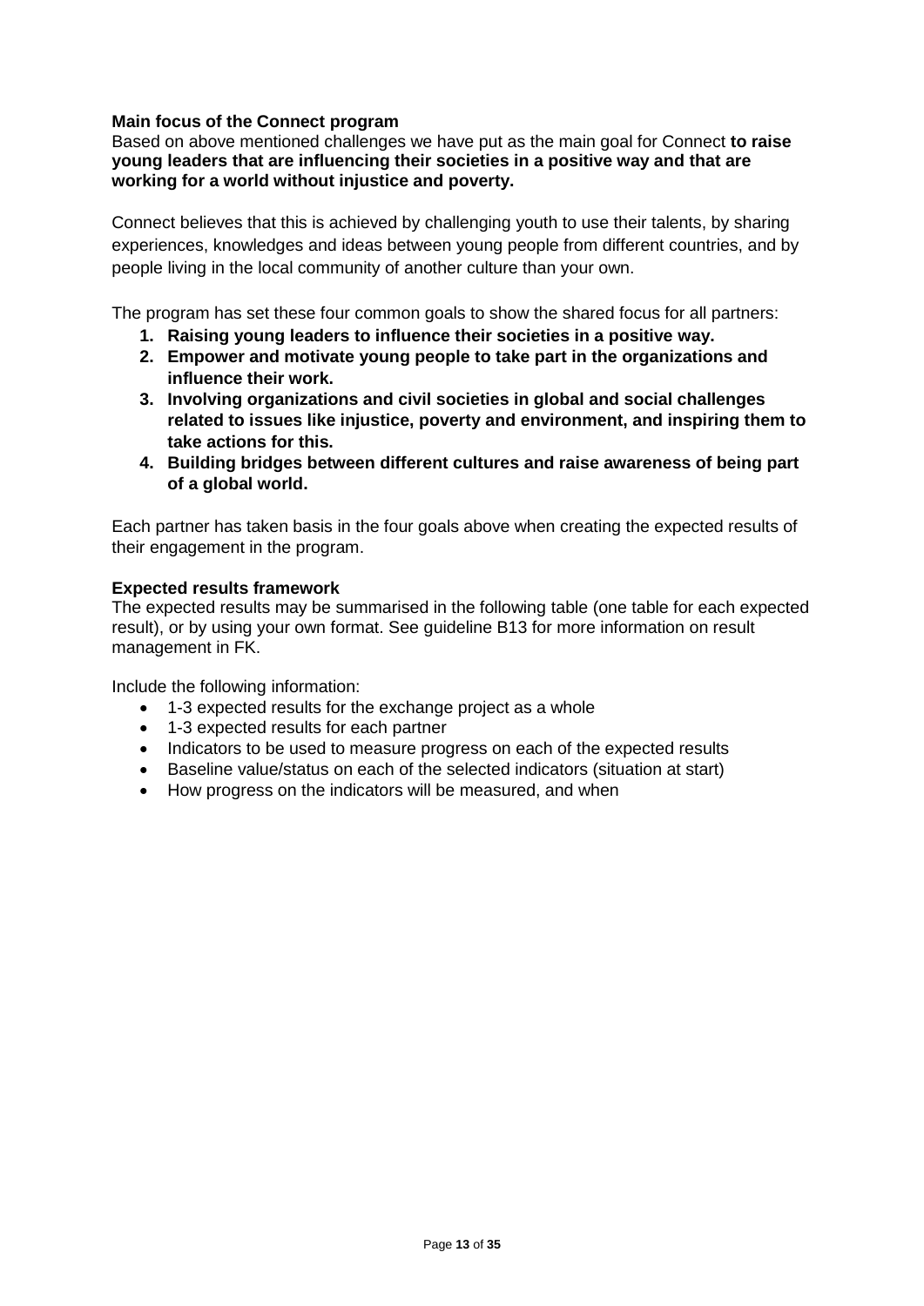**Main focus of the Connect program**

Based on above mentioned challenges we have put as the main goal for Connect **to raise young leaders that are influencing their societies in a positive way and that are working for a world without injustice and poverty.**

Connect believes that this is achieved by challenging youth to use their talents, by sharing experiences, knowledges and ideas between young people from different countries, and by people living in the local community of another culture than your own.

The program has set these four common goals to show the shared focus for all partners:

1. **Raising young leaders to influence their societies in a positive way.**
2. **Empower and motivate young people to take part in the organizations and influence their work.**
3. **Involving organizations and civil societies in global and social challenges related to issues like injustice, poverty and environment, and inspiring them to take actions for this.**
4. **Building bridges between different cultures and raise awareness of being part of a global world.**

Each partner has taken basis in the four goals above when creating the expected results of their engagement in the program.

**Expected results framework**

The expected results may be summarised in the following table (one table for each expected result), or by using your own format. See guideline B13 for more information on result management in FK.

Include the following information:

- 1-3 expected results for the exchange project as a whole
- 1-3 expected results for each partner
- Indicators to be used to measure progress on each of the expected results
- Baseline value/status on each of the selected indicators (situation at start)
- How progress on the indicators will be measured, and when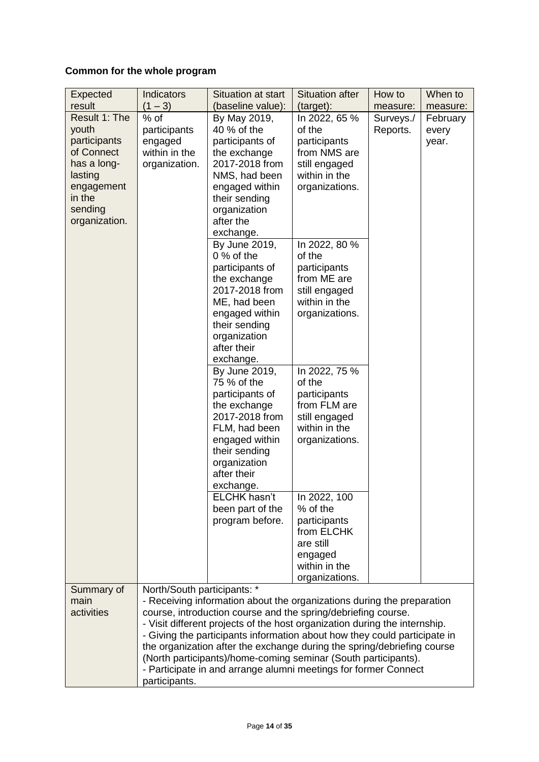**Common for the whole program**

| Expected result | Indicators (1 – 3) | Situation at start (baseline value): | Situation after (target): | How to measure: | When to measure: |
|---|---|---|---|---|---|
| Result 1: The youth participants of Connect has a long-lasting engagement in the sending organization. | % of participants engaged within in the organization. | By May 2019, 40 % of the participants of the exchange 2017-2018 from NMS, had been engaged within their sending organization after the exchange. | In 2022, 65 % of the participants from NMS are still engaged within in the organizations. | Surveys./ Reports. | February every year. |
| | | By June 2019, 0 % of the participants of the exchange 2017-2018 from ME, had been engaged within their sending organization after their exchange. | In 2022, 80 % of the participants from ME are still engaged within in the organizations. | | |
| | | By June 2019, 75 % of the participants of the exchange 2017-2018 from FLM, had been engaged within their sending organization after their exchange. | In 2022, 75 % of the participants from FLM are still engaged within in the organizations. | | |
| | | ELCHK hasn't been part of the program before. | In 2022, 100 % of the participants from ELCHK are still engaged within in the organizations. | | |
| Summary of main activities | North/South participants: *<br>- Receiving information about the organizations during the preparation course, introduction course and the spring/debriefing course.<br>- Visit different projects of the host organization during the internship.<br>- Giving the participants information about how they could participate in the organization after the exchange during the spring/debriefing course (North participants)/home-coming seminar (South participants).<br>- Participate in and arrange alumni meetings for former Connect participants. | | | | |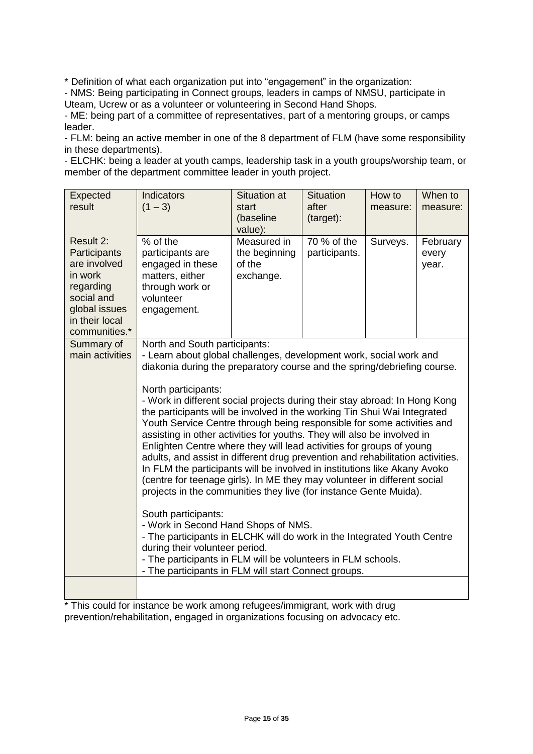* Definition of what each organization put into "engagement" in the organization:

- NMS: Being participating in Connect groups, leaders in camps of NMSU, participate in Uteam, Ucrew or as a volunteer or volunteering in Second Hand Shops.
- ME: being part of a committee of representatives, part of a mentoring groups, or camps leader.
- FLM: being an active member in one of the 8 department of FLM (have some responsibility in these departments).
- ELCHK: being a leader at youth camps, leadership task in a youth groups/worship team, or member of the department committee leader in youth project.

| Expected result | Indicators (1 – 3) | Situation at start (baseline value): | Situation after (target): | How to measure: | When to measure: |
|---|---|---|---|---|---|
| Result 2: Participants are involved in work regarding social and global issues in their local communities.* | % of the participants are engaged in these matters, either through work or volunteer engagement. | Measured in the beginning of the exchange. | 70 % of the participants. | Surveys. | February every year. |
| Summary of main activities | North and South participants:<br>- Learn about global challenges, development work, social work and diakonia during the preparatory course and the spring/debriefing course.<br><br>North participants:<br>- Work in different social projects during their stay abroad: In Hong Kong the participants will be involved in the working Tin Shui Wai Integrated Youth Service Centre through being responsible for some activities and assisting in other activities for youths. They will also be involved in Enlighten Centre where they will lead activities for groups of young adults, and assist in different drug prevention and rehabilitation activities. In FLM the participants will be involved in institutions like Akany Avoko (centre for teenage girls). In ME they may volunteer in different social projects in the communities they live (for instance Gente Muida).<br><br>South participants:<br>- Work in Second Hand Shops of NMS.<br>- The participants in ELCHK will do work in the Integrated Youth Centre during their volunteer period.<br>- The participants in FLM will be volunteers in FLM schools.<br>- The participants in FLM will start Connect groups. | | | | |
| | | | | | |

* This could for instance be work among refugees/immigrant, work with drug prevention/rehabilitation, engaged in organizations focusing on advocacy etc.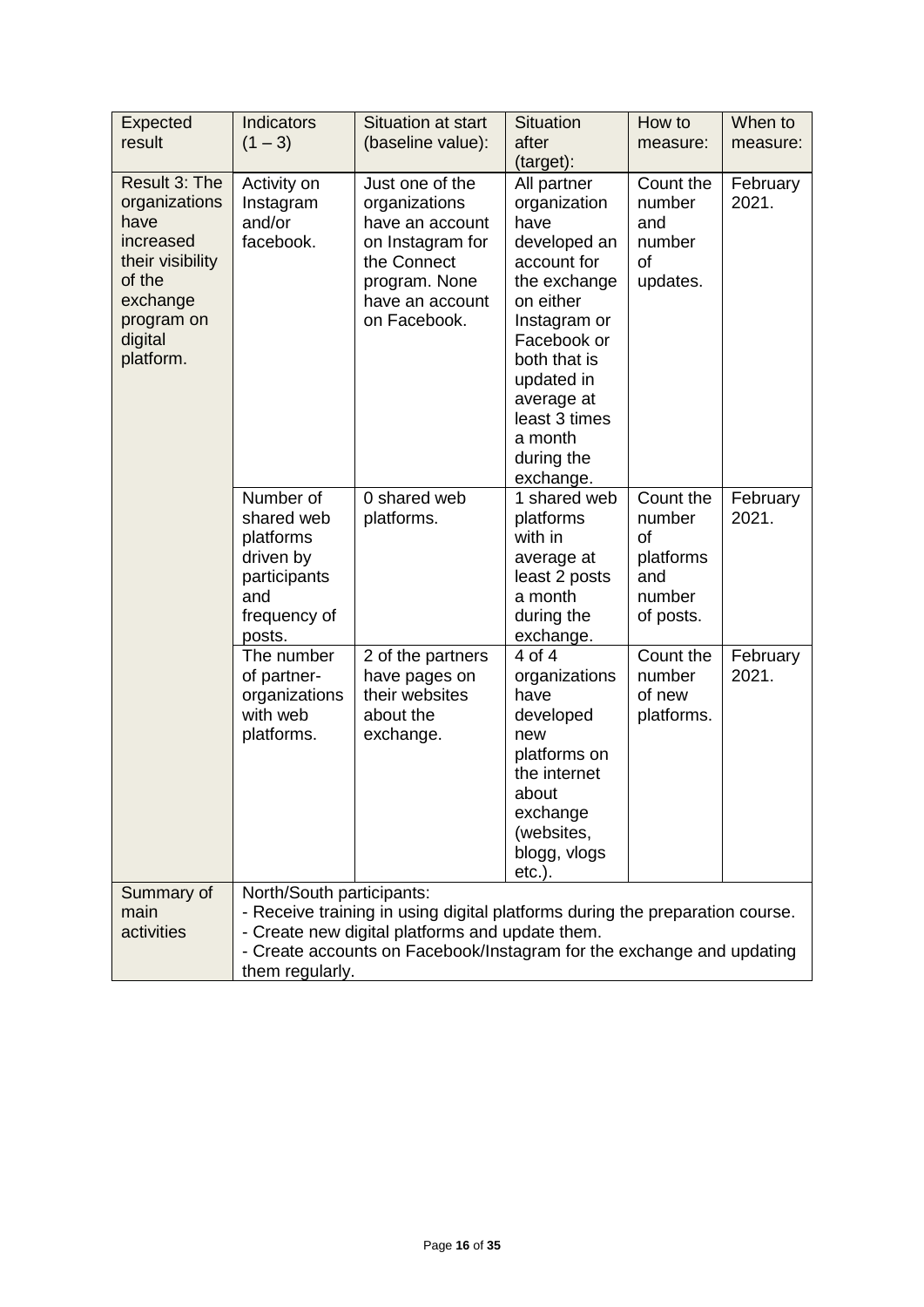| Expected result | Indicators (1 – 3) | Situation at start (baseline value): | Situation after (target): | How to measure: | When to measure: |
|---|---|---|---|---|---|
| Result 3: The organizations have increased their visibility of the exchange program on digital platform. | Activity on Instagram and/or facebook. | Just one of the organizations have an account on Instagram for the Connect program. None have an account on Facebook. | All partner organization have developed an account for the exchange on either Instagram or Facebook or both that is updated in average at least 3 times a month during the exchange. | Count the number and number of updates. | February 2021. |
| | Number of shared web platforms driven by participants and frequency of posts. | 0 shared web platforms. | 1 shared web platforms with in average at least 2 posts a month during the exchange. | Count the number of platforms and number of posts. | February 2021. |
| | The number of partner-organizations with web platforms. | 2 of the partners have pages on their websites about the exchange. | 4 of 4 organizations have developed new platforms on the internet about exchange (websites, blogg, vlogs etc.). | Count the number of new platforms. | February 2021. |
| Summary of main activities | North/South participants:<br>- Receive training in using digital platforms during the preparation course.<br>- Create new digital platforms and update them.<br>- Create accounts on Facebook/Instagram for the exchange and updating them regularly. | | | | |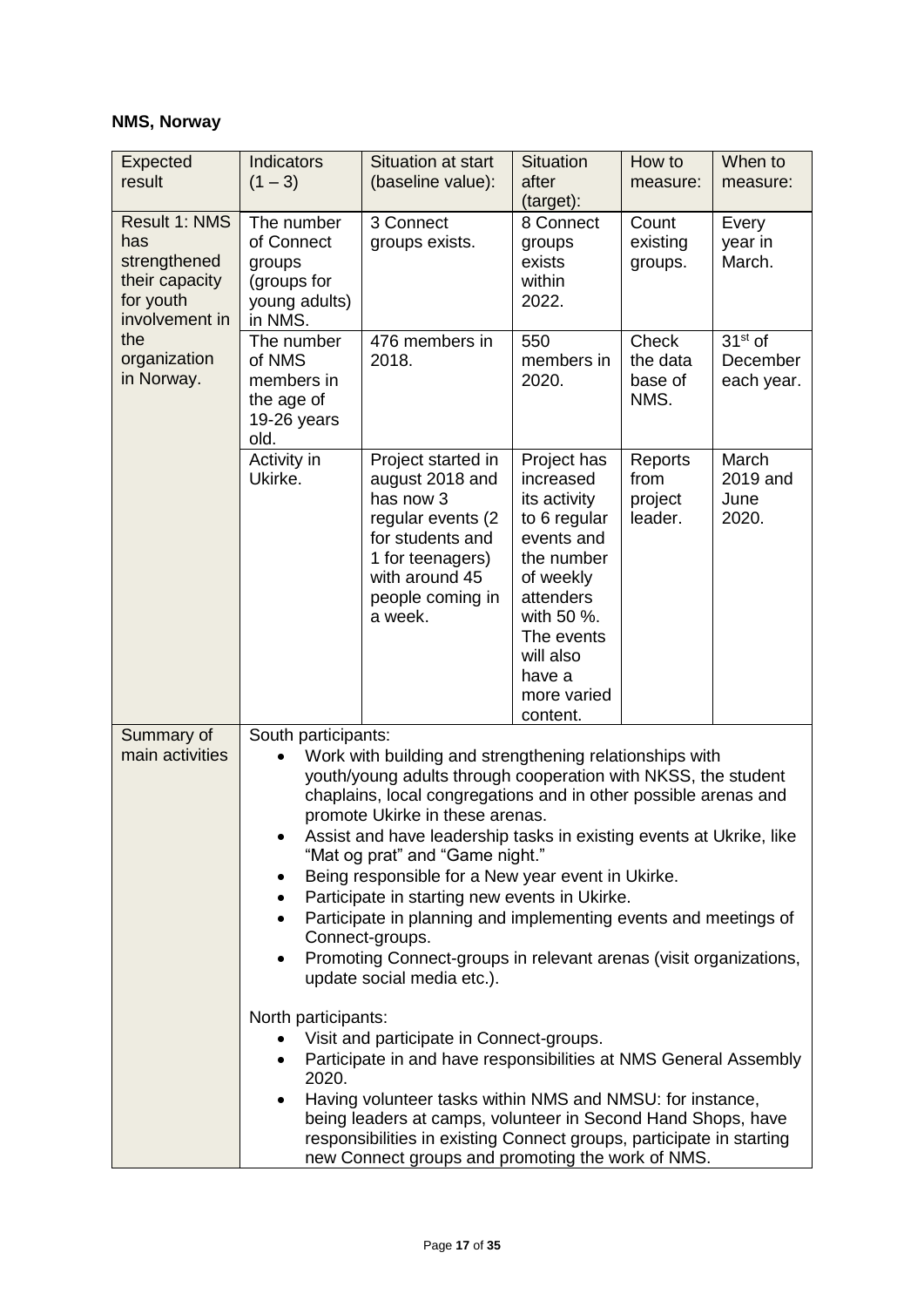**NMS, Norway**

| Expected result | Indicators (1 – 3) | Situation at start (baseline value): | Situation after (target): | How to measure: | When to measure: |
|---|---|---|---|---|---|
| Result 1: NMS has strengthened their capacity for youth involvement in the organization in Norway. | The number of Connect groups (groups for young adults) in NMS. | 3 Connect groups exists. | 8 Connect groups exists within 2022. | Count existing groups. | Every year in March. |
| | The number of NMS members in the age of 19-26 years old. | 476 members in 2018. | 550 members in 2020. | Check the data base of NMS. | 31st of December each year. |
| | Activity in Ukirke. | Project started in august 2018 and has now 3 regular events (2 for students and 1 for teenagers) with around 45 people coming in a week. | Project has increased its activity to 6 regular events and the number of weekly attenders with 50 %. The events will also have a more varied content. | Reports from project leader. | March 2019 and June 2020. |
| Summary of main activities | South participants:<br>• Work with building and strengthening relationships with youth/young adults through cooperation with NKSS, the student chaplains, local congregations and in other possible arenas and promote Ukirke in these arenas.<br>• Assist and have leadership tasks in existing events at Ukrike, like "Mat og prat" and "Game night."<br>• Being responsible for a New year event in Ukirke.<br>• Participate in starting new events in Ukirke.<br>• Participate in planning and implementing events and meetings of Connect-groups.<br>• Promoting Connect-groups in relevant arenas (visit organizations, update social media etc.).<br><br>North participants:<br>• Visit and participate in Connect-groups.<br>• Participate in and have responsibilities at NMS General Assembly 2020.<br>• Having volunteer tasks within NMS and NMSU: for instance, being leaders at camps, volunteer in Second Hand Shops, have responsibilities in existing Connect groups, participate in starting new Connect groups and promoting the work of NMS. | | | | | |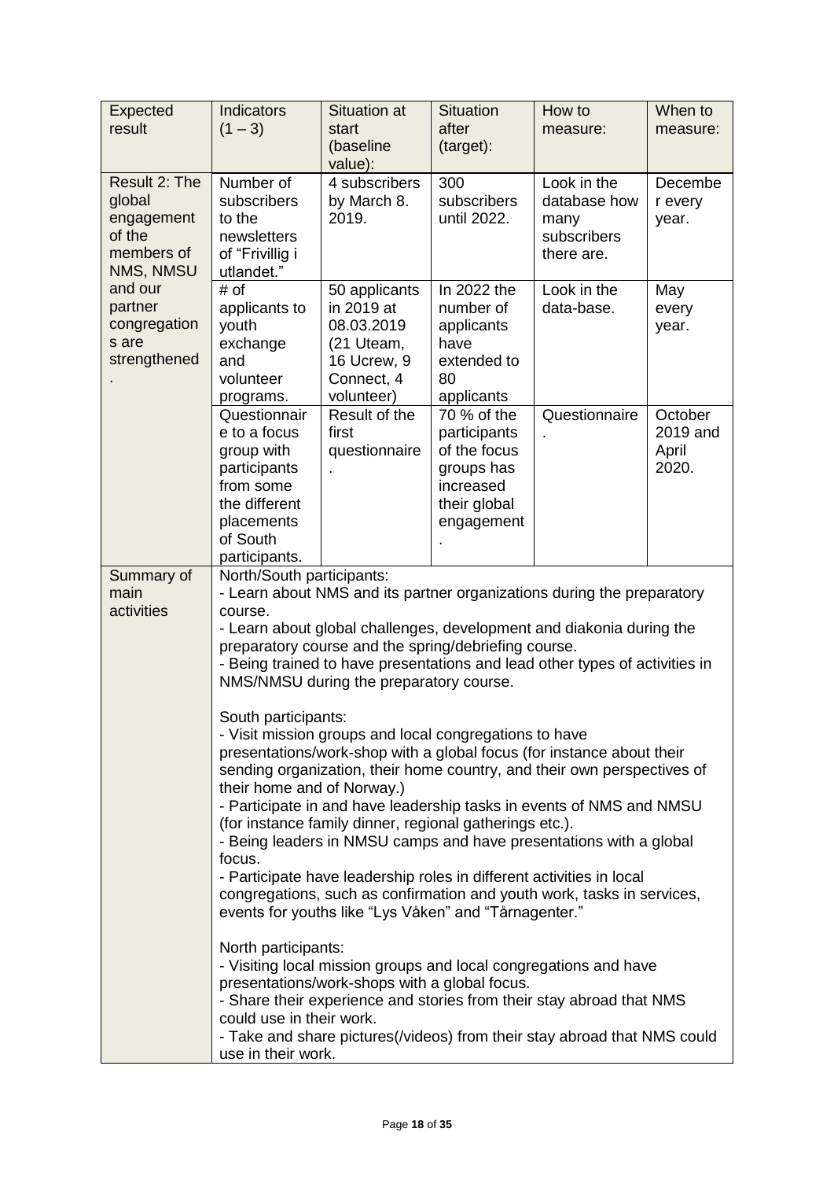| Expected result | Indicators (1 – 3) | Situation at start (baseline value): | Situation after (target): | How to measure: | When to measure: |
|---|---|---|---|---|---|
| Result 2: The global engagement of the members of NMS, NMSU and our partner congregations are strengthened. | Number of subscribers to the newsletters of "Frivillig i utlandet." | 4 subscribers by March 8. 2019. | 300 subscribers until 2022. | Look in the database how many subscribers there are. | December every year. |
| | # of applicants to youth exchange and volunteer programs. | 50 applicants in 2019 at 08.03.2019 (21 Uteam, 16 Ucrew, 9 Connect, 4 volunteer) | In 2022 the number of applicants have extended to 80 applicants | Look in the data-base. | May every year. |
| | Questionnaire to a focus group with participants from some the different placements of South participants. | Result of the first questionnaire. | 70 % of the participants of the focus groups has increased their global engagement. | Questionnaire. | October 2019 and April 2020. |
| Summary of main activities | North/South participants:<br>- Learn about NMS and its partner organizations during the preparatory course.<br>- Learn about global challenges, development and diakonia during the preparatory course and the spring/debriefing course.<br>- Being trained to have presentations and lead other types of activities in NMS/NMSU during the preparatory course.<br><br>South participants:<br>- Visit mission groups and local congregations to have presentations/work-shop with a global focus (for instance about their sending organization, their home country, and their own perspectives of their home and of Norway.)<br>- Participate in and have leadership tasks in events of NMS and NMSU (for instance family dinner, regional gatherings etc.).<br>- Being leaders in NMSU camps and have presentations with a global focus.<br>- Participate have leadership roles in different activities in local congregations, such as confirmation and youth work, tasks in services, events for youths like "Lys Våken" and "Tårnagenter."<br><br>North participants:<br>- Visiting local mission groups and local congregations and have presentations/work-shops with a global focus.<br>- Share their experience and stories from their stay abroad that NMS could use in their work.<br>- Take and share pictures(/videos) from their stay abroad that NMS could use in their work. | | | | | |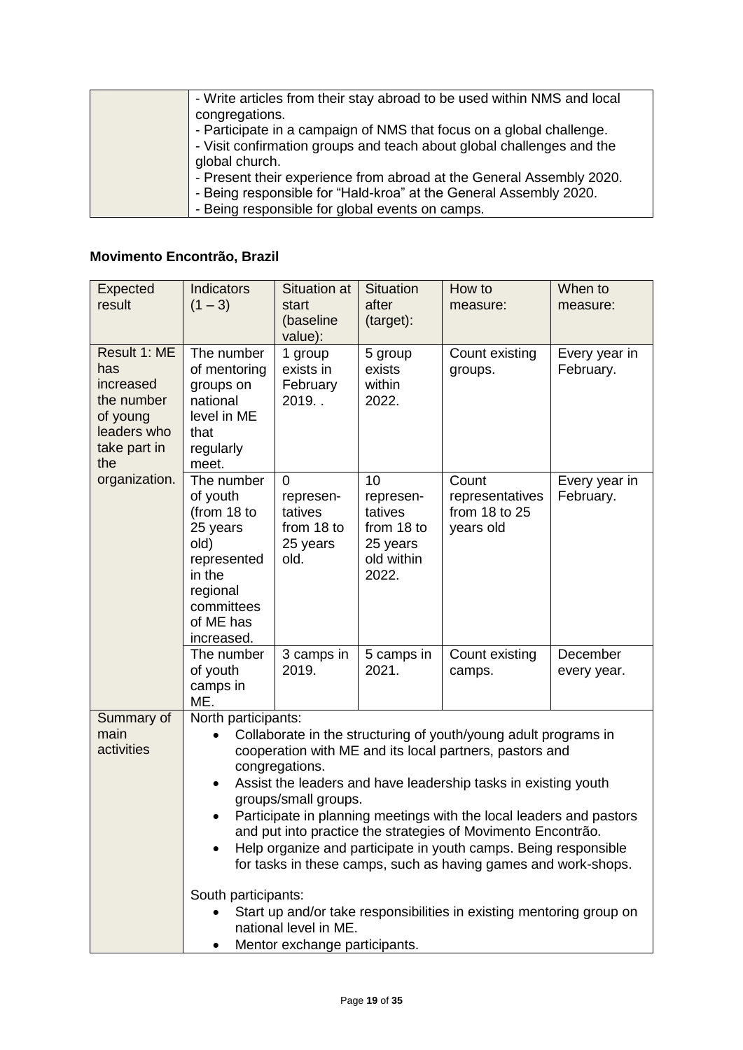| | - Write articles from their stay abroad to be used within NMS and local congregations.<br>- Participate in a campaign of NMS that focus on a global challenge.<br>- Visit confirmation groups and teach about global challenges and the global church.<br>- Present their experience from abroad at the General Assembly 2020.<br>- Being responsible for "Hald-kroa" at the General Assembly 2020.<br>- Being responsible for global events on camps. |
|---|---|

**Movimento Encontrão, Brazil**

| Expected result | Indicators (1 – 3) | Situation at start (baseline value): | Situation after (target): | How to measure: | When to measure: |
|---|---|---|---|---|---|
| Result 1: ME has increased the number of young leaders who take part in the organization. | The number of mentoring groups on national level in ME that regularly meet. | 1 group exists in February 2019. . | 5 group exists within 2022. | Count existing groups. | Every year in February. |
| | The number of youth (from 18 to 25 years old) represented in the regional committees of ME has increased. | 0 represen-tatives from 18 to 25 years old. | 10 represen-tatives from 18 to 25 years old within 2022. | Count representatives from 18 to 25 years old | Every year in February. |
| | The number of youth camps in ME. | 3 camps in 2019. | 5 camps in 2021. | Count existing camps. | December every year. |
| Summary of main activities | North participants:<br>• Collaborate in the structuring of youth/young adult programs in cooperation with ME and its local partners, pastors and congregations.<br>• Assist the leaders and have leadership tasks in existing youth groups/small groups.<br>• Participate in planning meetings with the local leaders and pastors and put into practice the strategies of Movimento Encontrão.<br>• Help organize and participate in youth camps. Being responsible for tasks in these camps, such as having games and work-shops.<br><br>South participants:<br>• Start up and/or take responsibilities in existing mentoring group on national level in ME.<br>• Mentor exchange participants. | | | | |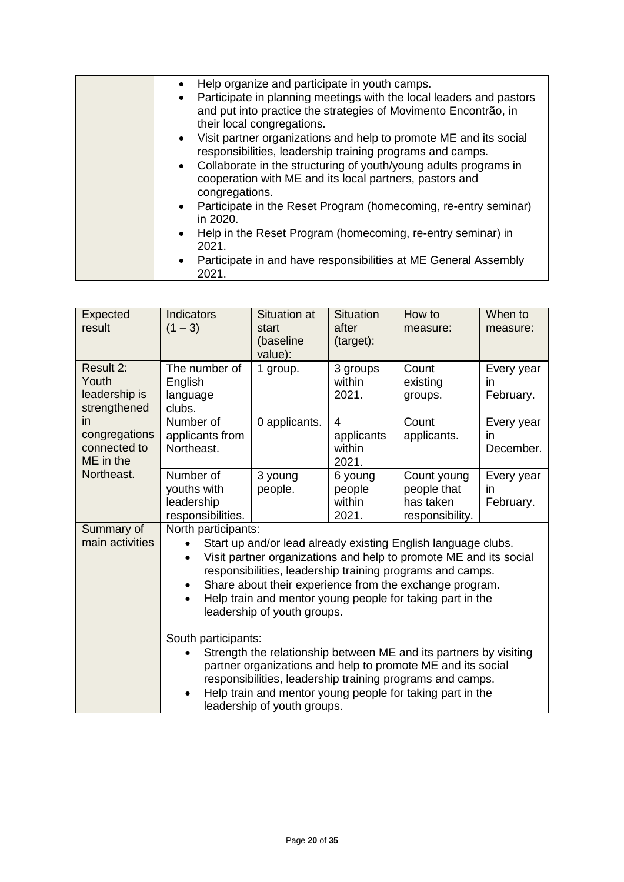| | |
|---|---|
| | • Help organize and participate in youth camps.<br>• Participate in planning meetings with the local leaders and pastors and put into practice the strategies of Movimento Encontrão, in their local congregations.<br>• Visit partner organizations and help to promote ME and its social responsibilities, leadership training programs and camps.<br>• Collaborate in the structuring of youth/young adults programs in cooperation with ME and its local partners, pastors and congregations.<br>• Participate in the Reset Program (homecoming, re-entry seminar) in 2020.<br>• Help in the Reset Program (homecoming, re-entry seminar) in 2021.<br>• Participate in and have responsibilities at ME General Assembly 2021. |

| Expected result | Indicators (1 – 3) | Situation at start (baseline value): | Situation after (target): | How to measure: | When to measure: |
|---|---|---|---|---|---|
| Result 2: Youth leadership is strengthened in congregations connected to ME in the Northeast. | The number of English language clubs. | 1 group. | 3 groups within 2021. | Count existing groups. | Every year in February. |
| | Number of applicants from Northeast. | 0 applicants. | 4 applicants within 2021. | Count applicants. | Every year in December. |
| | Number of youths with leadership responsibilities. | 3 young people. | 6 young people within 2021. | Count young people that has taken responsibility. | Every year in February. |
| Summary of main activities | North participants:<br>• Start up and/or lead already existing English language clubs.<br>• Visit partner organizations and help to promote ME and its social responsibilities, leadership training programs and camps.<br>• Share about their experience from the exchange program.<br>• Help train and mentor young people for taking part in the leadership of youth groups.<br><br>South participants:<br>• Strength the relationship between ME and its partners by visiting partner organizations and help to promote ME and its social responsibilities, leadership training programs and camps.<br>• Help train and mentor young people for taking part in the leadership of youth groups. | | | | |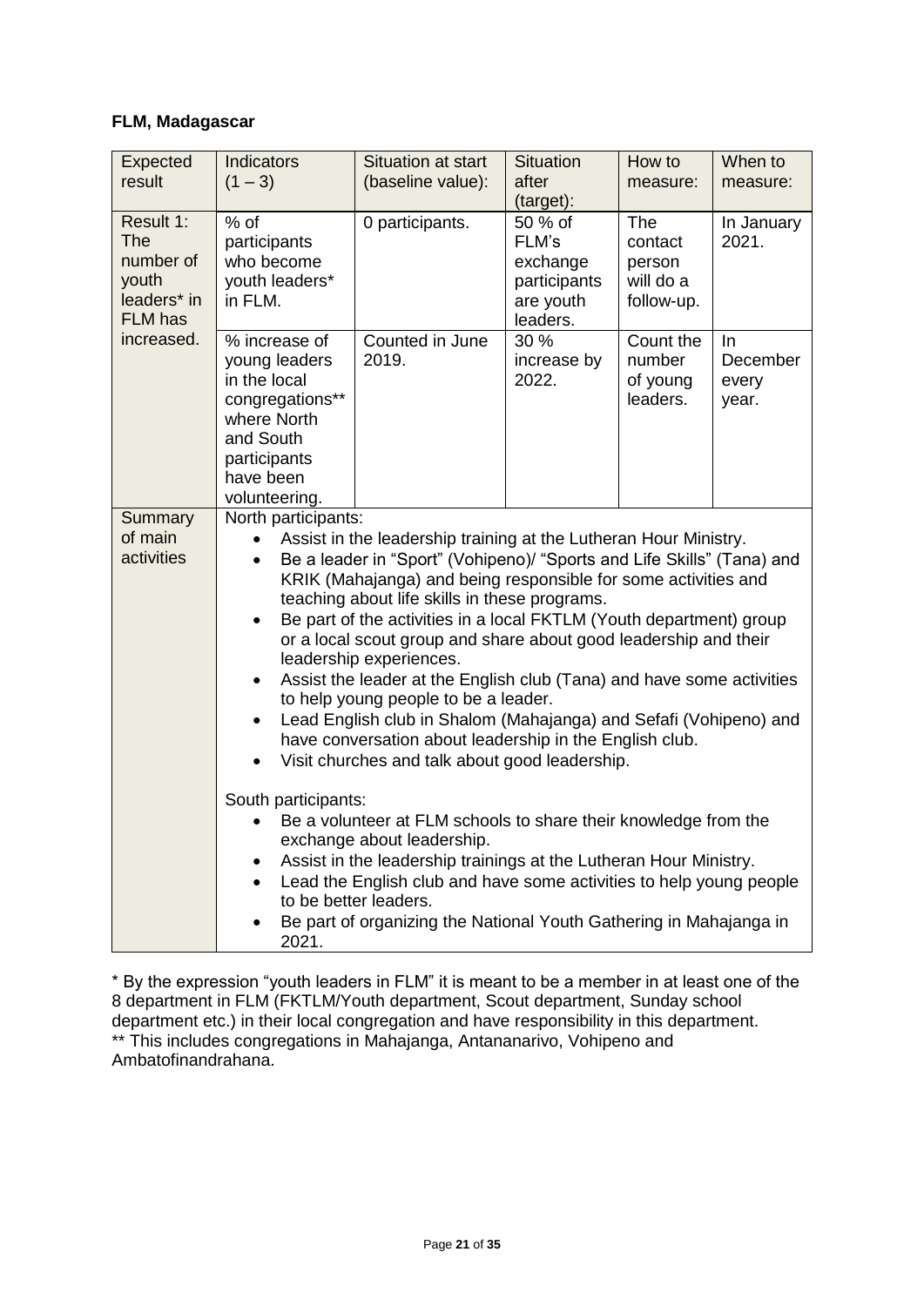**FLM, Madagascar**

| Expected result | Indicators (1 – 3) | Situation at start (baseline value): | Situation after (target): | How to measure: | When to measure: |
|---|---|---|---|---|---|
| Result 1: The number of youth leaders* in FLM has increased. | % of participants who become youth leaders* in FLM. | 0 participants. | 50 % of FLM's exchange participants are youth leaders. | The contact person will do a follow-up. | In January 2021. |
| | % increase of young leaders in the local congregations** where North and South participants have been volunteering. | Counted in June 2019. | 30 % increase by 2022. | Count the number of young leaders. | In December every year. |
| Summary of main activities | North participants:<br>• Assist in the leadership training at the Lutheran Hour Ministry.<br>• Be a leader in "Sport" (Vohipeno)/ "Sports and Life Skills" (Tana) and KRIK (Mahajanga) and being responsible for some activities and teaching about life skills in these programs.<br>• Be part of the activities in a local FKTLM (Youth department) group or a local scout group and share about good leadership and their leadership experiences.<br>• Assist the leader at the English club (Tana) and have some activities to help young people to be a leader.<br>• Lead English club in Shalom (Mahajanga) and Sefafi (Vohipeno) and have conversation about leadership in the English club.<br>• Visit churches and talk about good leadership.<br><br>South participants:<br>• Be a volunteer at FLM schools to share their knowledge from the exchange about leadership.<br>• Assist in the leadership trainings at the Lutheran Hour Ministry.<br>• Lead the English club and have some activities to help young people to be better leaders.<br>• Be part of organizing the National Youth Gathering in Mahajanga in 2021. | | | | |

* By the expression "youth leaders in FLM" it is meant to be a member in at least one of the 8 department in FLM (FKTLM/Youth department, Scout department, Sunday school department etc.) in their local congregation and have responsibility in this department.
** This includes congregations in Mahajanga, Antananarivo, Vohipeno and Ambatofinandrahana.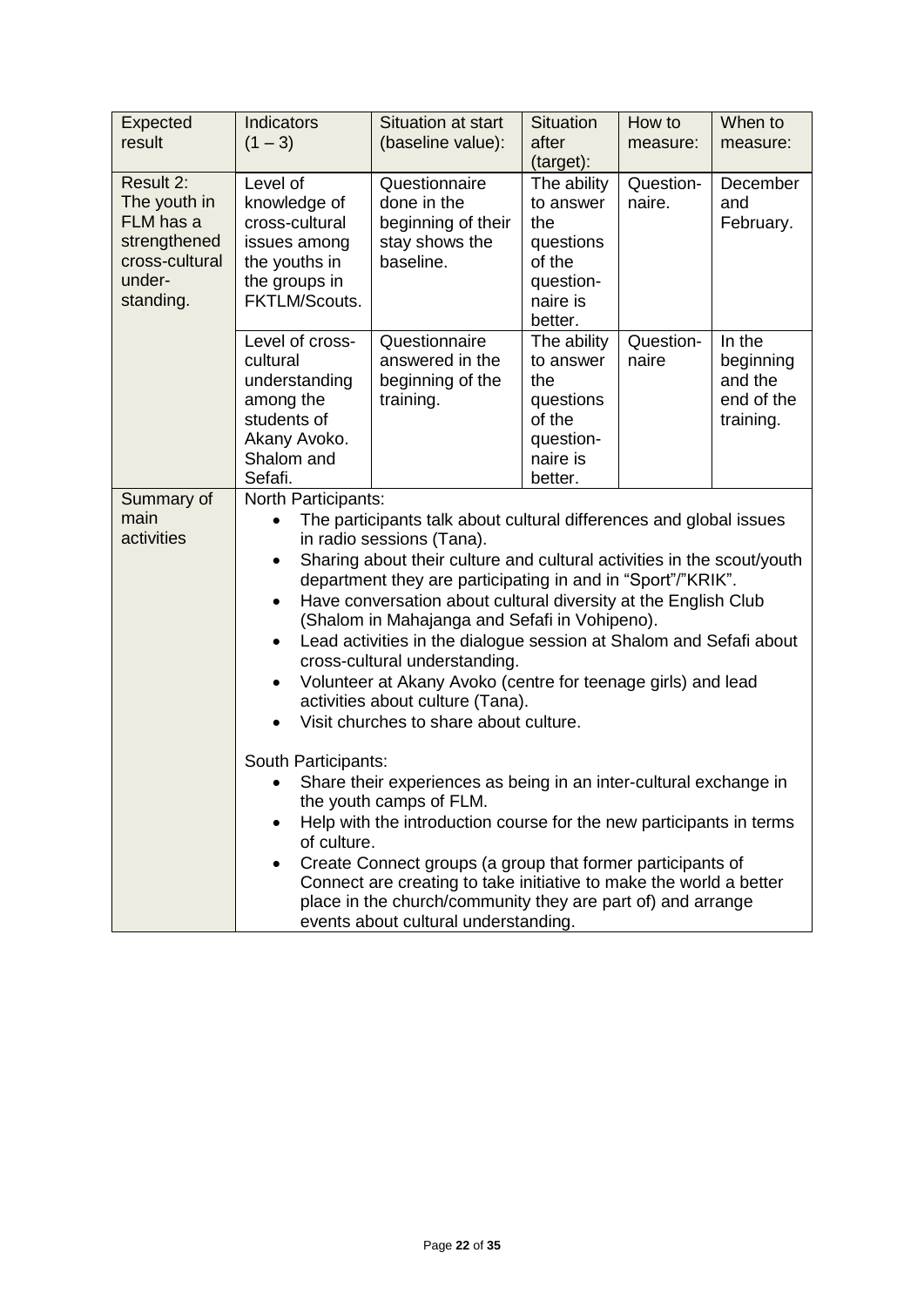| Expected result | Indicators (1 – 3) | Situation at start (baseline value): | Situation after (target): | How to measure: | When to measure: |
|---|---|---|---|---|---|
| Result 2: The youth in FLM has a strengthened cross-cultural under-standing. | Level of knowledge of cross-cultural issues among the youths in the groups in FKTLM/Scouts. | Questionnaire done in the beginning of their stay shows the baseline. | The ability to answer the questions of the question-naire is better. | Question-naire. | December and February. |
| | Level of cross-cultural understanding among the students of Akany Avoko. Shalom and Sefafi. | Questionnaire answered in the beginning of the training. | The ability to answer the questions of the question-naire is better. | Question-naire | In the beginning and the end of the training. |
| Summary of main activities | North Participants:<br>• The participants talk about cultural differences and global issues in radio sessions (Tana).<br>• Sharing about their culture and cultural activities in the scout/youth department they are participating in and in "Sport"/"KRIK".<br>• Have conversation about cultural diversity at the English Club (Shalom in Mahajanga and Sefafi in Vohipeno).<br>• Lead activities in the dialogue session at Shalom and Sefafi about cross-cultural understanding.<br>• Volunteer at Akany Avoko (centre for teenage girls) and lead activities about culture (Tana).<br>• Visit churches to share about culture.<br><br>South Participants:<br>• Share their experiences as being in an inter-cultural exchange in the youth camps of FLM.<br>• Help with the introduction course for the new participants in terms of culture.<br>• Create Connect groups (a group that former participants of Connect are creating to take initiative to make the world a better place in the church/community they are part of) and arrange events about cultural understanding. | | | | | |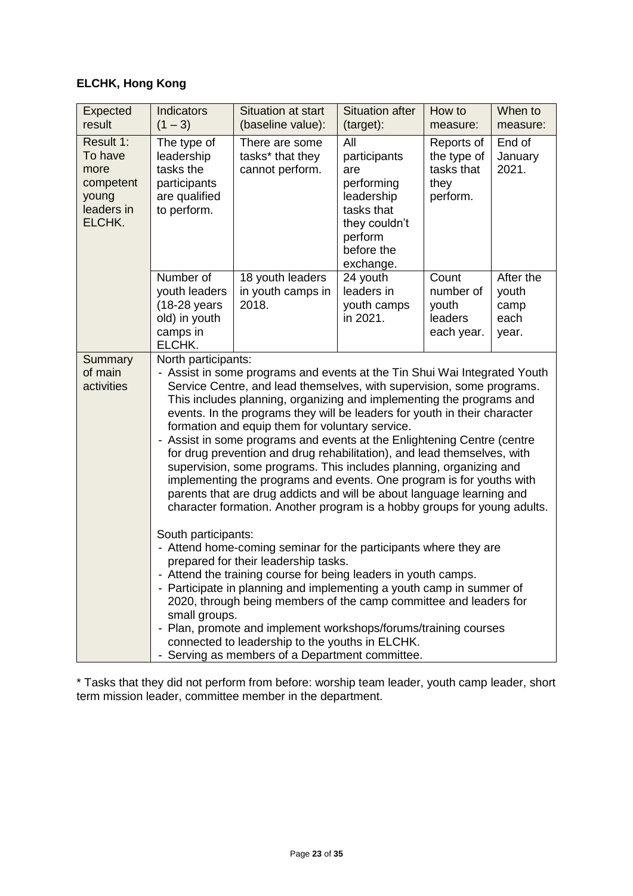**ELCHK, Hong Kong**

| Expected result | Indicators (1 – 3) | Situation at start (baseline value): | Situation after (target): | How to measure: | When to measure: |
|---|---|---|---|---|---|
| Result 1: To have more competent young leaders in ELCHK. | The type of leadership tasks the participants are qualified to perform. | There are some tasks* that they cannot perform. | All participants are performing leadership tasks that they couldn't perform before the exchange. | Reports of the type of tasks that they perform. | End of January 2021. |
| | Number of youth leaders (18-28 years old) in youth camps in ELCHK. | 18 youth leaders in youth camps in 2018. | 24 youth leaders in youth camps in 2021. | Count number of youth leaders each year. | After the youth camp each year. |
| Summary of main activities | North participants:<br>- Assist in some programs and events at the Tin Shui Wai Integrated Youth Service Centre, and lead themselves, with supervision, some programs. This includes planning, organizing and implementing the programs and events. In the programs they will be leaders for youth in their character formation and equip them for voluntary service.<br>- Assist in some programs and events at the Enlightening Centre (centre for drug prevention and drug rehabilitation), and lead themselves, with supervision, some programs. This includes planning, organizing and implementing the programs and events. One program is for youths with parents that are drug addicts and will be about language learning and character formation. Another program is a hobby groups for young adults.<br><br>South participants:<br>- Attend home-coming seminar for the participants where they are prepared for their leadership tasks.<br>- Attend the training course for being leaders in youth camps.<br>- Participate in planning and implementing a youth camp in summer of 2020, through being members of the camp committee and leaders for small groups.<br>- Plan, promote and implement workshops/forums/training courses connected to leadership to the youths in ELCHK.<br>- Serving as members of a Department committee. | | | | | |

* Tasks that they did not perform from before: worship team leader, youth camp leader, short term mission leader, committee member in the department.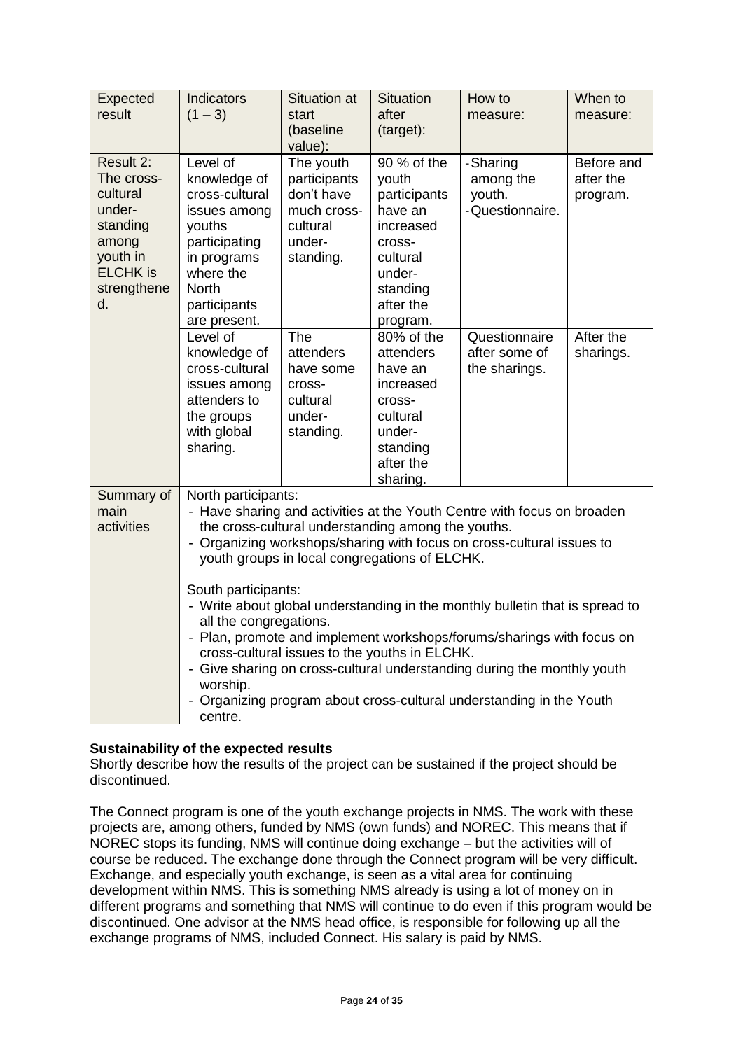| Expected result | Indicators (1 – 3) | Situation at start (baseline value): | Situation after (target): | How to measure: | When to measure: |
|---|---|---|---|---|---|
| Result 2: The cross-cultural under-standing among youth in ELCHK is strengthened. | Level of knowledge of cross-cultural issues among youths participating in programs where the North participants are present. | The youth participants don't have much cross-cultural under-standing. | 90 % of the youth participants have an increased cross-cultural under-standing after the program. | - Sharing among the youth.<br>- Questionnaire. | Before and after the program. |
| | Level of knowledge of cross-cultural issues among attenders to the groups with global sharing. | The attenders have some cross-cultural under-standing. | 80% of the attenders have an increased cross-cultural under-standing after the sharing. | Questionnaire after some of the sharings. | After the sharings. |
| Summary of main activities | North participants:<br>- Have sharing and activities at the Youth Centre with focus on broaden the cross-cultural understanding among the youths.<br>- Organizing workshops/sharing with focus on cross-cultural issues to youth groups in local congregations of ELCHK.<br><br>South participants:<br>- Write about global understanding in the monthly bulletin that is spread to all the congregations.<br>- Plan, promote and implement workshops/forums/sharings with focus on cross-cultural issues to the youths in ELCHK.<br>- Give sharing on cross-cultural understanding during the monthly youth worship.<br>- Organizing program about cross-cultural understanding in the Youth centre. | | | | |

**Sustainability of the expected results**

Shortly describe how the results of the project can be sustained if the project should be discontinued.

The Connect program is one of the youth exchange projects in NMS. The work with these projects are, among others, funded by NMS (own funds) and NOREC. This means that if NOREC stops its funding, NMS will continue doing exchange – but the activities will of course be reduced. The exchange done through the Connect program will be very difficult. Exchange, and especially youth exchange, is seen as a vital area for continuing development within NMS. This is something NMS already is using a lot of money on in different programs and something that NMS will continue to do even if this program would be discontinued. One advisor at the NMS head office, is responsible for following up all the exchange programs of NMS, included Connect. His salary is paid by NMS.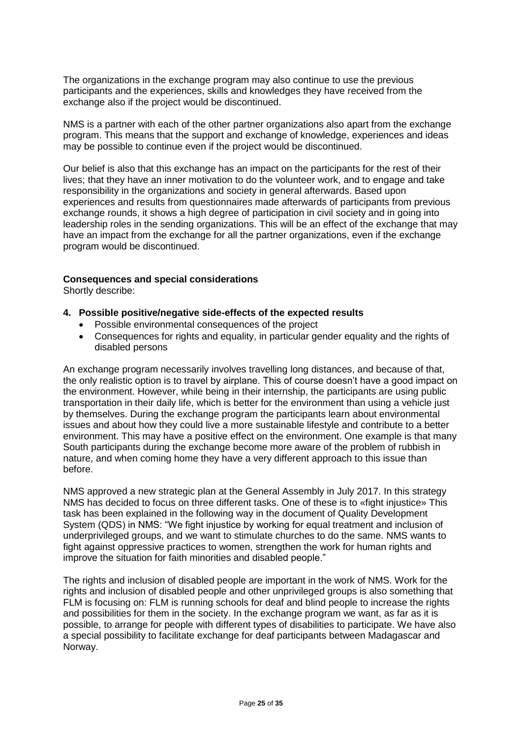The organizations in the exchange program may also continue to use the previous participants and the experiences, skills and knowledges they have received from the exchange also if the project would be discontinued.

NMS is a partner with each of the other partner organizations also apart from the exchange program. This means that the support and exchange of knowledge, experiences and ideas may be possible to continue even if the project would be discontinued.

Our belief is also that this exchange has an impact on the participants for the rest of their lives; that they have an inner motivation to do the volunteer work, and to engage and take responsibility in the organizations and society in general afterwards. Based upon experiences and results from questionnaires made afterwards of participants from previous exchange rounds, it shows a high degree of participation in civil society and in going into leadership roles in the sending organizations. This will be an effect of the exchange that may have an impact from the exchange for all the partner organizations, even if the exchange program would be discontinued.

**Consequences and special considerations**

Shortly describe:

**4. Possible positive/negative side-effects of the expected results**

- Possible environmental consequences of the project
- Consequences for rights and equality, in particular gender equality and the rights of disabled persons

An exchange program necessarily involves travelling long distances, and because of that, the only realistic option is to travel by airplane. This of course doesn't have a good impact on the environment. However, while being in their internship, the participants are using public transportation in their daily life, which is better for the environment than using a vehicle just by themselves. During the exchange program the participants learn about environmental issues and about how they could live a more sustainable lifestyle and contribute to a better environment. This may have a positive effect on the environment. One example is that many South participants during the exchange become more aware of the problem of rubbish in nature, and when coming home they have a very different approach to this issue than before.

NMS approved a new strategic plan at the General Assembly in July 2017. In this strategy NMS has decided to focus on three different tasks. One of these is to «fight injustice» This task has been explained in the following way in the document of Quality Development System (QDS) in NMS: "We fight injustice by working for equal treatment and inclusion of underprivileged groups, and we want to stimulate churches to do the same. NMS wants to fight against oppressive practices to women, strengthen the work for human rights and improve the situation for faith minorities and disabled people."

The rights and inclusion of disabled people are important in the work of NMS. Work for the rights and inclusion of disabled people and other unprivileged groups is also something that FLM is focusing on: FLM is running schools for deaf and blind people to increase the rights and possibilities for them in the society. In the exchange program we want, as far as it is possible, to arrange for people with different types of disabilities to participate. We have also a special possibility to facilitate exchange for deaf participants between Madagascar and Norway.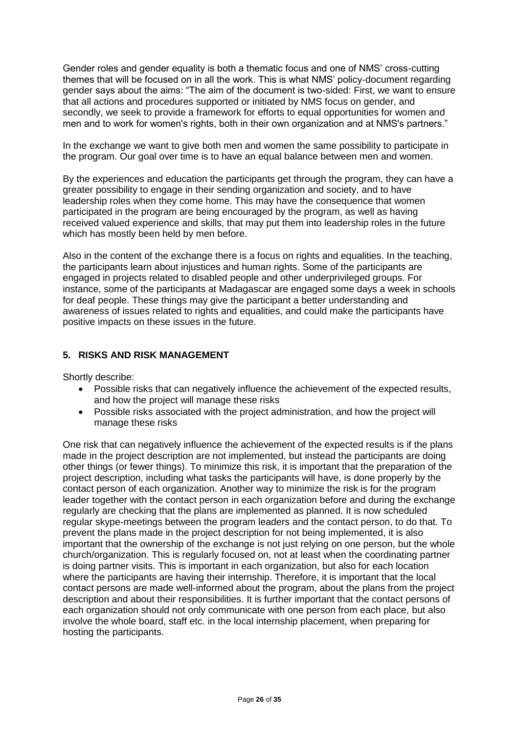Gender roles and gender equality is both a thematic focus and one of NMS' cross-cutting themes that will be focused on in all the work. This is what NMS' policy-document regarding gender says about the aims: "The aim of the document is two-sided: First, we want to ensure that all actions and procedures supported or initiated by NMS focus on gender, and secondly, we seek to provide a framework for efforts to equal opportunities for women and men and to work for women's rights, both in their own organization and at NMS's partners."

In the exchange we want to give both men and women the same possibility to participate in the program. Our goal over time is to have an equal balance between men and women.

By the experiences and education the participants get through the program, they can have a greater possibility to engage in their sending organization and society, and to have leadership roles when they come home. This may have the consequence that women participated in the program are being encouraged by the program, as well as having received valued experience and skills, that may put them into leadership roles in the future which has mostly been held by men before.

Also in the content of the exchange there is a focus on rights and equalities. In the teaching, the participants learn about injustices and human rights. Some of the participants are engaged in projects related to disabled people and other underprivileged groups. For instance, some of the participants at Madagascar are engaged some days a week in schools for deaf people. These things may give the participant a better understanding and awareness of issues related to rights and equalities, and could make the participants have positive impacts on these issues in the future.

## 5. RISKS AND RISK MANAGEMENT

Shortly describe:

- Possible risks that can negatively influence the achievement of the expected results, and how the project will manage these risks
- Possible risks associated with the project administration, and how the project will manage these risks

One risk that can negatively influence the achievement of the expected results is if the plans made in the project description are not implemented, but instead the participants are doing other things (or fewer things). To minimize this risk, it is important that the preparation of the project description, including what tasks the participants will have, is done properly by the contact person of each organization. Another way to minimize the risk is for the program leader together with the contact person in each organization before and during the exchange regularly are checking that the plans are implemented as planned. It is now scheduled regular skype-meetings between the program leaders and the contact person, to do that. To prevent the plans made in the project description for not being implemented, it is also important that the ownership of the exchange is not just relying on one person, but the whole church/organization. This is regularly focused on, not at least when the coordinating partner is doing partner visits. This is important in each organization, but also for each location where the participants are having their internship. Therefore, it is important that the local contact persons are made well-informed about the program, about the plans from the project description and about their responsibilities. It is further important that the contact persons of each organization should not only communicate with one person from each place, but also involve the whole board, staff etc. in the local internship placement, when preparing for hosting the participants.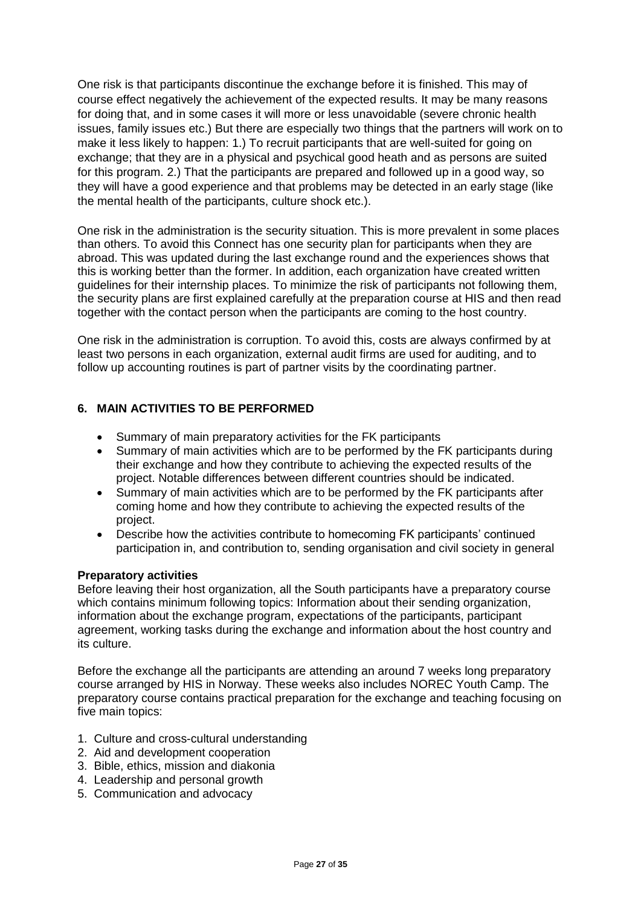One risk is that participants discontinue the exchange before it is finished. This may of course effect negatively the achievement of the expected results. It may be many reasons for doing that, and in some cases it will more or less unavoidable (severe chronic health issues, family issues etc.) But there are especially two things that the partners will work on to make it less likely to happen: 1.) To recruit participants that are well-suited for going on exchange; that they are in a physical and psychical good heath and as persons are suited for this program. 2.) That the participants are prepared and followed up in a good way, so they will have a good experience and that problems may be detected in an early stage (like the mental health of the participants, culture shock etc.).

One risk in the administration is the security situation. This is more prevalent in some places than others. To avoid this Connect has one security plan for participants when they are abroad. This was updated during the last exchange round and the experiences shows that this is working better than the former. In addition, each organization have created written guidelines for their internship places. To minimize the risk of participants not following them, the security plans are first explained carefully at the preparation course at HIS and then read together with the contact person when the participants are coming to the host country.

One risk in the administration is corruption. To avoid this, costs are always confirmed by at least two persons in each organization, external audit firms are used for auditing, and to follow up accounting routines is part of partner visits by the coordinating partner.

## 6. MAIN ACTIVITIES TO BE PERFORMED

- Summary of main preparatory activities for the FK participants
- Summary of main activities which are to be performed by the FK participants during their exchange and how they contribute to achieving the expected results of the project. Notable differences between different countries should be indicated.
- Summary of main activities which are to be performed by the FK participants after coming home and how they contribute to achieving the expected results of the project.
- Describe how the activities contribute to homecoming FK participants' continued participation in, and contribution to, sending organisation and civil society in general

**Preparatory activities**

Before leaving their host organization, all the South participants have a preparatory course which contains minimum following topics: Information about their sending organization, information about the exchange program, expectations of the participants, participant agreement, working tasks during the exchange and information about the host country and its culture.

Before the exchange all the participants are attending an around 7 weeks long preparatory course arranged by HIS in Norway. These weeks also includes NOREC Youth Camp. The preparatory course contains practical preparation for the exchange and teaching focusing on five main topics:

1. Culture and cross-cultural understanding
2. Aid and development cooperation
3. Bible, ethics, mission and diakonia
4. Leadership and personal growth
5. Communication and advocacy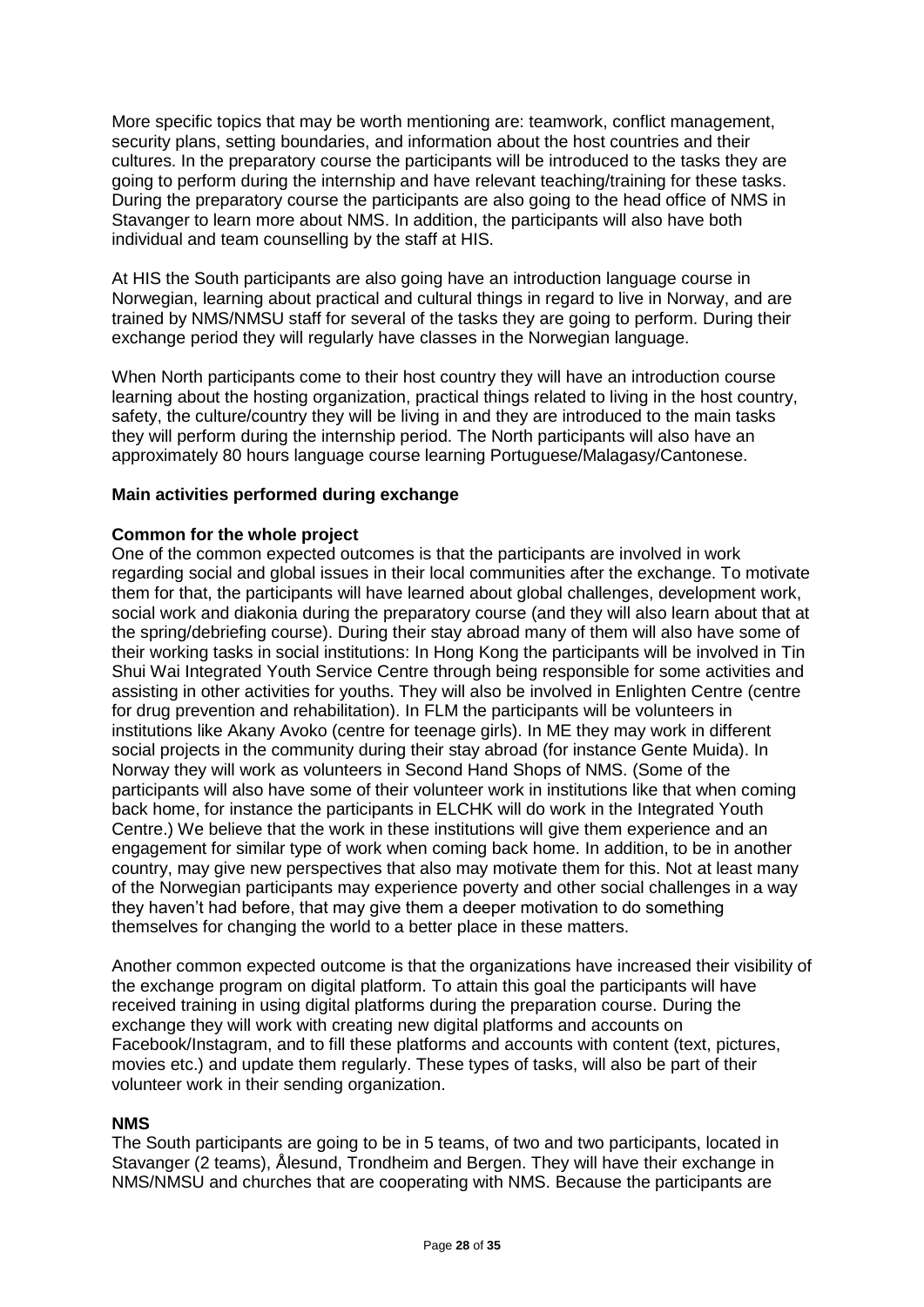More specific topics that may be worth mentioning are: teamwork, conflict management, security plans, setting boundaries, and information about the host countries and their cultures. In the preparatory course the participants will be introduced to the tasks they are going to perform during the internship and have relevant teaching/training for these tasks. During the preparatory course the participants are also going to the head office of NMS in Stavanger to learn more about NMS. In addition, the participants will also have both individual and team counselling by the staff at HIS.

At HIS the South participants are also going have an introduction language course in Norwegian, learning about practical and cultural things in regard to live in Norway, and are trained by NMS/NMSU staff for several of the tasks they are going to perform. During their exchange period they will regularly have classes in the Norwegian language.

When North participants come to their host country they will have an introduction course learning about the hosting organization, practical things related to living in the host country, safety, the culture/country they will be living in and they are introduced to the main tasks they will perform during the internship period. The North participants will also have an approximately 80 hours language course learning Portuguese/Malagasy/Cantonese.

**Main activities performed during exchange**

**Common for the whole project**

One of the common expected outcomes is that the participants are involved in work regarding social and global issues in their local communities after the exchange. To motivate them for that, the participants will have learned about global challenges, development work, social work and diakonia during the preparatory course (and they will also learn about that at the spring/debriefing course). During their stay abroad many of them will also have some of their working tasks in social institutions: In Hong Kong the participants will be involved in Tin Shui Wai Integrated Youth Service Centre through being responsible for some activities and assisting in other activities for youths. They will also be involved in Enlighten Centre (centre for drug prevention and rehabilitation). In FLM the participants will be volunteers in institutions like Akany Avoko (centre for teenage girls). In ME they may work in different social projects in the community during their stay abroad (for instance Gente Muida). In Norway they will work as volunteers in Second Hand Shops of NMS. (Some of the participants will also have some of their volunteer work in institutions like that when coming back home, for instance the participants in ELCHK will do work in the Integrated Youth Centre.) We believe that the work in these institutions will give them experience and an engagement for similar type of work when coming back home. In addition, to be in another country, may give new perspectives that also may motivate them for this. Not at least many of the Norwegian participants may experience poverty and other social challenges in a way they haven't had before, that may give them a deeper motivation to do something themselves for changing the world to a better place in these matters.

Another common expected outcome is that the organizations have increased their visibility of the exchange program on digital platform. To attain this goal the participants will have received training in using digital platforms during the preparation course. During the exchange they will work with creating new digital platforms and accounts on Facebook/Instagram, and to fill these platforms and accounts with content (text, pictures, movies etc.) and update them regularly. These types of tasks, will also be part of their volunteer work in their sending organization.

**NMS**

The South participants are going to be in 5 teams, of two and two participants, located in Stavanger (2 teams), Ålesund, Trondheim and Bergen. They will have their exchange in NMS/NMSU and churches that are cooperating with NMS. Because the participants are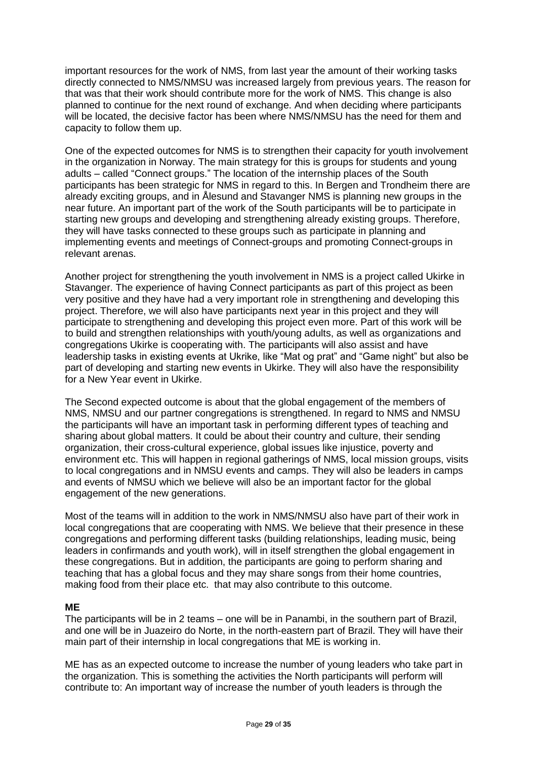important resources for the work of NMS, from last year the amount of their working tasks directly connected to NMS/NMSU was increased largely from previous years. The reason for that was that their work should contribute more for the work of NMS. This change is also planned to continue for the next round of exchange. And when deciding where participants will be located, the decisive factor has been where NMS/NMSU has the need for them and capacity to follow them up.

One of the expected outcomes for NMS is to strengthen their capacity for youth involvement in the organization in Norway. The main strategy for this is groups for students and young adults – called "Connect groups." The location of the internship places of the South participants has been strategic for NMS in regard to this. In Bergen and Trondheim there are already exciting groups, and in Ålesund and Stavanger NMS is planning new groups in the near future. An important part of the work of the South participants will be to participate in starting new groups and developing and strengthening already existing groups. Therefore, they will have tasks connected to these groups such as participate in planning and implementing events and meetings of Connect-groups and promoting Connect-groups in relevant arenas.

Another project for strengthening the youth involvement in NMS is a project called Ukirke in Stavanger. The experience of having Connect participants as part of this project as been very positive and they have had a very important role in strengthening and developing this project. Therefore, we will also have participants next year in this project and they will participate to strengthening and developing this project even more. Part of this work will be to build and strengthen relationships with youth/young adults, as well as organizations and congregations Ukirke is cooperating with. The participants will also assist and have leadership tasks in existing events at Ukrike, like "Mat og prat" and "Game night" but also be part of developing and starting new events in Ukirke. They will also have the responsibility for a New Year event in Ukirke.

The Second expected outcome is about that the global engagement of the members of NMS, NMSU and our partner congregations is strengthened. In regard to NMS and NMSU the participants will have an important task in performing different types of teaching and sharing about global matters. It could be about their country and culture, their sending organization, their cross-cultural experience, global issues like injustice, poverty and environment etc. This will happen in regional gatherings of NMS, local mission groups, visits to local congregations and in NMSU events and camps. They will also be leaders in camps and events of NMSU which we believe will also be an important factor for the global engagement of the new generations.

Most of the teams will in addition to the work in NMS/NMSU also have part of their work in local congregations that are cooperating with NMS. We believe that their presence in these congregations and performing different tasks (building relationships, leading music, being leaders in confirmands and youth work), will in itself strengthen the global engagement in these congregations. But in addition, the participants are going to perform sharing and teaching that has a global focus and they may share songs from their home countries, making food from their place etc. that may also contribute to this outcome.

**ME**

The participants will be in 2 teams – one will be in Panambi, in the southern part of Brazil, and one will be in Juazeiro do Norte, in the north-eastern part of Brazil. They will have their main part of their internship in local congregations that ME is working in.

ME has as an expected outcome to increase the number of young leaders who take part in the organization. This is something the activities the North participants will perform will contribute to: An important way of increase the number of youth leaders is through the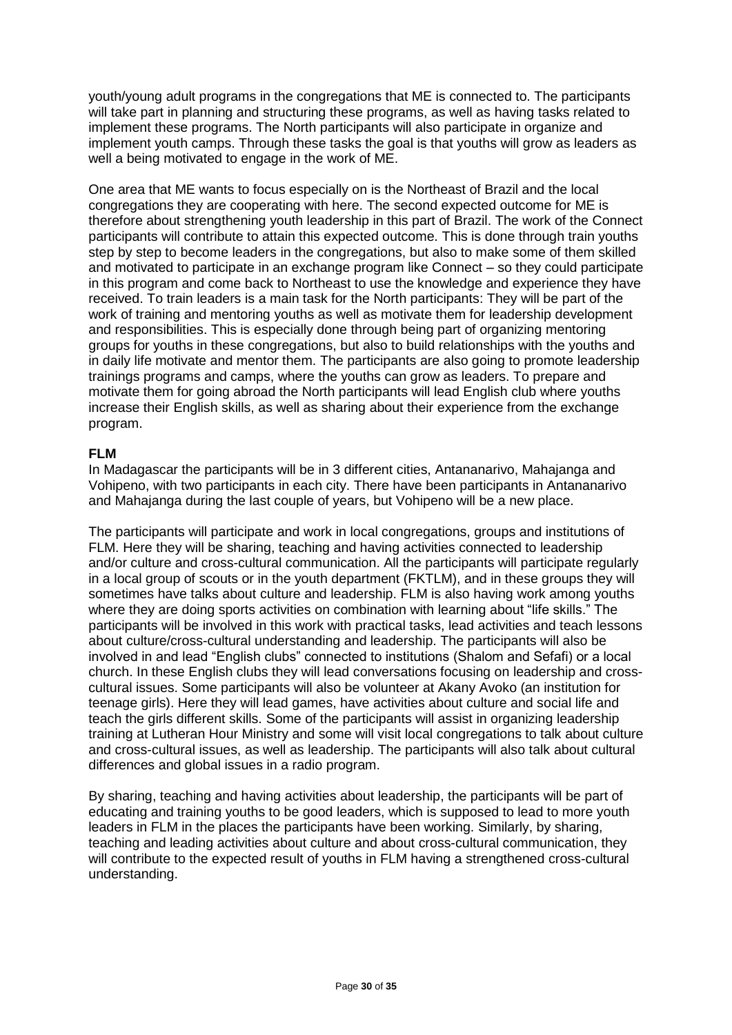youth/young adult programs in the congregations that ME is connected to. The participants will take part in planning and structuring these programs, as well as having tasks related to implement these programs. The North participants will also participate in organize and implement youth camps. Through these tasks the goal is that youths will grow as leaders as well a being motivated to engage in the work of ME.

One area that ME wants to focus especially on is the Northeast of Brazil and the local congregations they are cooperating with here. The second expected outcome for ME is therefore about strengthening youth leadership in this part of Brazil. The work of the Connect participants will contribute to attain this expected outcome. This is done through train youths step by step to become leaders in the congregations, but also to make some of them skilled and motivated to participate in an exchange program like Connect – so they could participate in this program and come back to Northeast to use the knowledge and experience they have received. To train leaders is a main task for the North participants: They will be part of the work of training and mentoring youths as well as motivate them for leadership development and responsibilities. This is especially done through being part of organizing mentoring groups for youths in these congregations, but also to build relationships with the youths and in daily life motivate and mentor them. The participants are also going to promote leadership trainings programs and camps, where the youths can grow as leaders. To prepare and motivate them for going abroad the North participants will lead English club where youths increase their English skills, as well as sharing about their experience from the exchange program.

**FLM**

In Madagascar the participants will be in 3 different cities, Antananarivo, Mahajanga and Vohipeno, with two participants in each city. There have been participants in Antananarivo and Mahajanga during the last couple of years, but Vohipeno will be a new place.

The participants will participate and work in local congregations, groups and institutions of FLM. Here they will be sharing, teaching and having activities connected to leadership and/or culture and cross-cultural communication. All the participants will participate regularly in a local group of scouts or in the youth department (FKTLM), and in these groups they will sometimes have talks about culture and leadership. FLM is also having work among youths where they are doing sports activities on combination with learning about "life skills." The participants will be involved in this work with practical tasks, lead activities and teach lessons about culture/cross-cultural understanding and leadership. The participants will also be involved in and lead "English clubs" connected to institutions (Shalom and Sefafi) or a local church. In these English clubs they will lead conversations focusing on leadership and cross-cultural issues. Some participants will also be volunteer at Akany Avoko (an institution for teenage girls). Here they will lead games, have activities about culture and social life and teach the girls different skills. Some of the participants will assist in organizing leadership training at Lutheran Hour Ministry and some will visit local congregations to talk about culture and cross-cultural issues, as well as leadership. The participants will also talk about cultural differences and global issues in a radio program.

By sharing, teaching and having activities about leadership, the participants will be part of educating and training youths to be good leaders, which is supposed to lead to more youth leaders in FLM in the places the participants have been working. Similarly, by sharing, teaching and leading activities about culture and about cross-cultural communication, they will contribute to the expected result of youths in FLM having a strengthened cross-cultural understanding.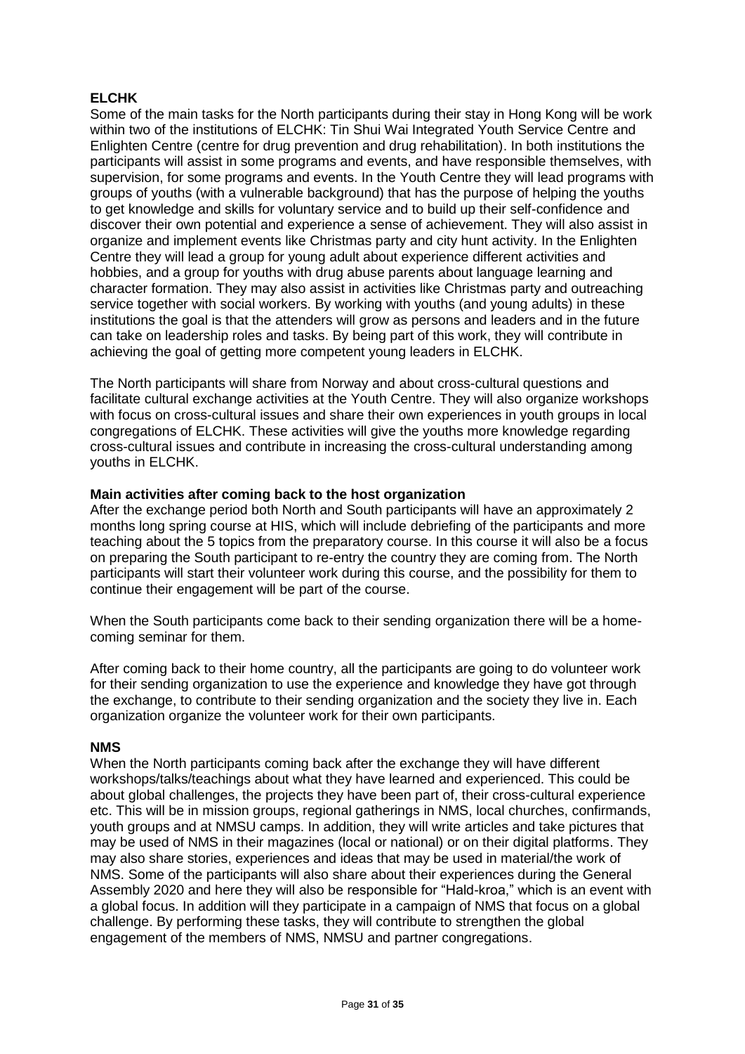**ELCHK**

Some of the main tasks for the North participants during their stay in Hong Kong will be work within two of the institutions of ELCHK: Tin Shui Wai Integrated Youth Service Centre and Enlighten Centre (centre for drug prevention and drug rehabilitation). In both institutions the participants will assist in some programs and events, and have responsible themselves, with supervision, for some programs and events. In the Youth Centre they will lead programs with groups of youths (with a vulnerable background) that has the purpose of helping the youths to get knowledge and skills for voluntary service and to build up their self-confidence and discover their own potential and experience a sense of achievement. They will also assist in organize and implement events like Christmas party and city hunt activity. In the Enlighten Centre they will lead a group for young adult about experience different activities and hobbies, and a group for youths with drug abuse parents about language learning and character formation. They may also assist in activities like Christmas party and outreaching service together with social workers. By working with youths (and young adults) in these institutions the goal is that the attenders will grow as persons and leaders and in the future can take on leadership roles and tasks. By being part of this work, they will contribute in achieving the goal of getting more competent young leaders in ELCHK.

The North participants will share from Norway and about cross-cultural questions and facilitate cultural exchange activities at the Youth Centre. They will also organize workshops with focus on cross-cultural issues and share their own experiences in youth groups in local congregations of ELCHK. These activities will give the youths more knowledge regarding cross-cultural issues and contribute in increasing the cross-cultural understanding among youths in ELCHK.

**Main activities after coming back to the host organization**

After the exchange period both North and South participants will have an approximately 2 months long spring course at HIS, which will include debriefing of the participants and more teaching about the 5 topics from the preparatory course. In this course it will also be a focus on preparing the South participant to re-entry the country they are coming from. The North participants will start their volunteer work during this course, and the possibility for them to continue their engagement will be part of the course.

When the South participants come back to their sending organization there will be a home-coming seminar for them.

After coming back to their home country, all the participants are going to do volunteer work for their sending organization to use the experience and knowledge they have got through the exchange, to contribute to their sending organization and the society they live in. Each organization organize the volunteer work for their own participants.

**NMS**

When the North participants coming back after the exchange they will have different workshops/talks/teachings about what they have learned and experienced. This could be about global challenges, the projects they have been part of, their cross-cultural experience etc. This will be in mission groups, regional gatherings in NMS, local churches, confirmands, youth groups and at NMSU camps. In addition, they will write articles and take pictures that may be used of NMS in their magazines (local or national) or on their digital platforms. They may also share stories, experiences and ideas that may be used in material/the work of NMS. Some of the participants will also share about their experiences during the General Assembly 2020 and here they will also be responsible for "Hald-kroa," which is an event with a global focus. In addition will they participate in a campaign of NMS that focus on a global challenge. By performing these tasks, they will contribute to strengthen the global engagement of the members of NMS, NMSU and partner congregations.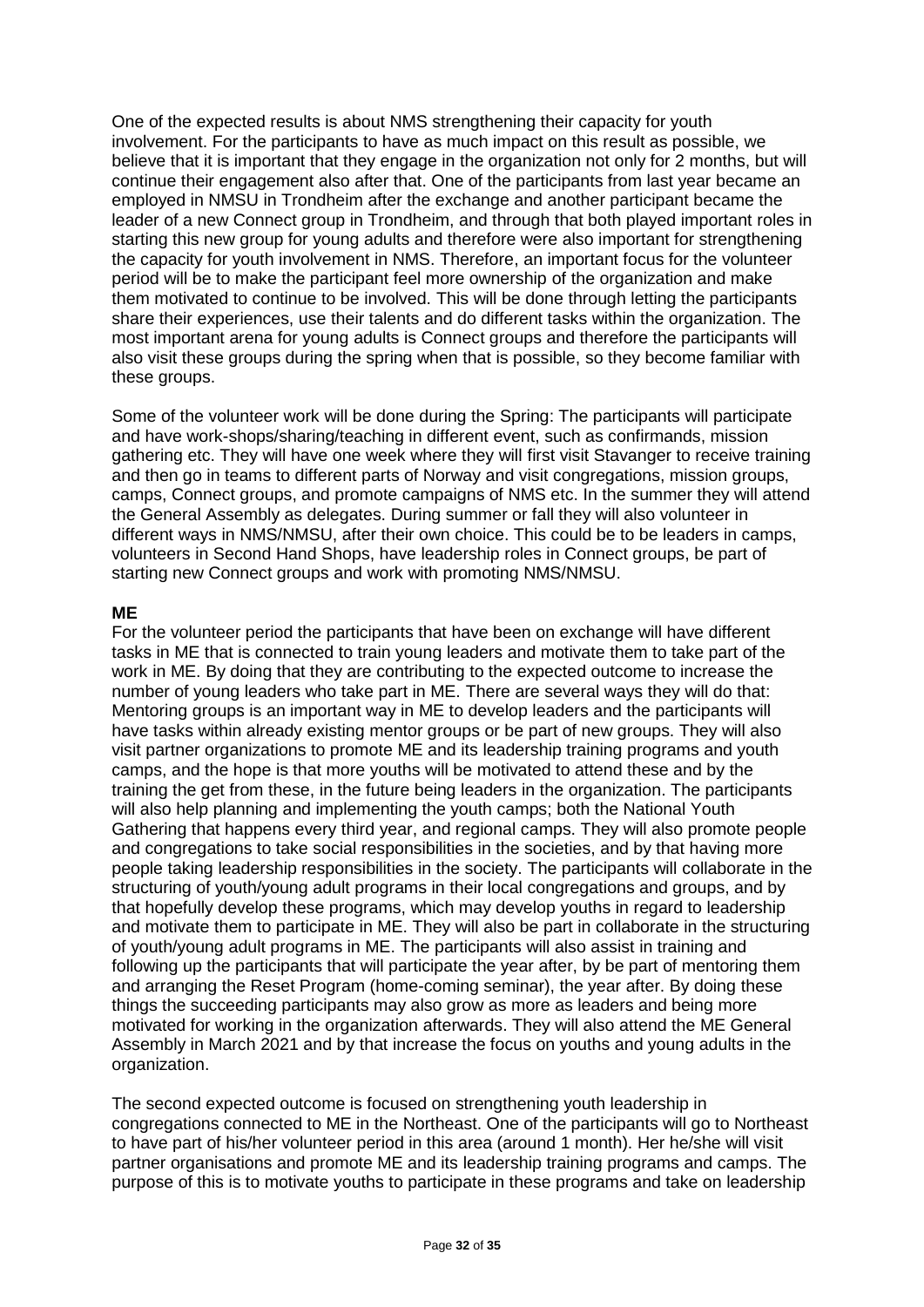One of the expected results is about NMS strengthening their capacity for youth involvement. For the participants to have as much impact on this result as possible, we believe that it is important that they engage in the organization not only for 2 months, but will continue their engagement also after that. One of the participants from last year became an employed in NMSU in Trondheim after the exchange and another participant became the leader of a new Connect group in Trondheim, and through that both played important roles in starting this new group for young adults and therefore were also important for strengthening the capacity for youth involvement in NMS. Therefore, an important focus for the volunteer period will be to make the participant feel more ownership of the organization and make them motivated to continue to be involved. This will be done through letting the participants share their experiences, use their talents and do different tasks within the organization. The most important arena for young adults is Connect groups and therefore the participants will also visit these groups during the spring when that is possible, so they become familiar with these groups.

Some of the volunteer work will be done during the Spring: The participants will participate and have work-shops/sharing/teaching in different event, such as confirmands, mission gathering etc. They will have one week where they will first visit Stavanger to receive training and then go in teams to different parts of Norway and visit congregations, mission groups, camps, Connect groups, and promote campaigns of NMS etc. In the summer they will attend the General Assembly as delegates. During summer or fall they will also volunteer in different ways in NMS/NMSU, after their own choice. This could be to be leaders in camps, volunteers in Second Hand Shops, have leadership roles in Connect groups, be part of starting new Connect groups and work with promoting NMS/NMSU.

**ME**

For the volunteer period the participants that have been on exchange will have different tasks in ME that is connected to train young leaders and motivate them to take part of the work in ME. By doing that they are contributing to the expected outcome to increase the number of young leaders who take part in ME. There are several ways they will do that: Mentoring groups is an important way in ME to develop leaders and the participants will have tasks within already existing mentor groups or be part of new groups. They will also visit partner organizations to promote ME and its leadership training programs and youth camps, and the hope is that more youths will be motivated to attend these and by the training the get from these, in the future being leaders in the organization. The participants will also help planning and implementing the youth camps; both the National Youth Gathering that happens every third year, and regional camps. They will also promote people and congregations to take social responsibilities in the societies, and by that having more people taking leadership responsibilities in the society. The participants will collaborate in the structuring of youth/young adult programs in their local congregations and groups, and by that hopefully develop these programs, which may develop youths in regard to leadership and motivate them to participate in ME. They will also be part in collaborate in the structuring of youth/young adult programs in ME. The participants will also assist in training and following up the participants that will participate the year after, by be part of mentoring them and arranging the Reset Program (home-coming seminar), the year after. By doing these things the succeeding participants may also grow as more as leaders and being more motivated for working in the organization afterwards. They will also attend the ME General Assembly in March 2021 and by that increase the focus on youths and young adults in the organization.

The second expected outcome is focused on strengthening youth leadership in congregations connected to ME in the Northeast. One of the participants will go to Northeast to have part of his/her volunteer period in this area (around 1 month). Her he/she will visit partner organisations and promote ME and its leadership training programs and camps. The purpose of this is to motivate youths to participate in these programs and take on leadership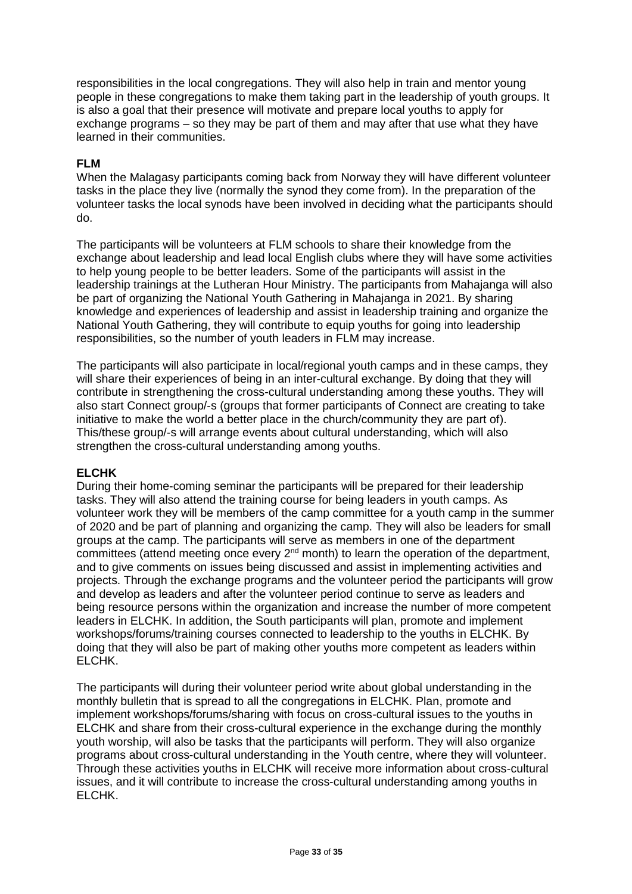responsibilities in the local congregations. They will also help in train and mentor young people in these congregations to make them taking part in the leadership of youth groups. It is also a goal that their presence will motivate and prepare local youths to apply for exchange programs – so they may be part of them and may after that use what they have learned in their communities.

**FLM**

When the Malagasy participants coming back from Norway they will have different volunteer tasks in the place they live (normally the synod they come from). In the preparation of the volunteer tasks the local synods have been involved in deciding what the participants should do.

The participants will be volunteers at FLM schools to share their knowledge from the exchange about leadership and lead local English clubs where they will have some activities to help young people to be better leaders. Some of the participants will assist in the leadership trainings at the Lutheran Hour Ministry. The participants from Mahajanga will also be part of organizing the National Youth Gathering in Mahajanga in 2021. By sharing knowledge and experiences of leadership and assist in leadership training and organize the National Youth Gathering, they will contribute to equip youths for going into leadership responsibilities, so the number of youth leaders in FLM may increase.

The participants will also participate in local/regional youth camps and in these camps, they will share their experiences of being in an inter-cultural exchange. By doing that they will contribute in strengthening the cross-cultural understanding among these youths. They will also start Connect group/-s (groups that former participants of Connect are creating to take initiative to make the world a better place in the church/community they are part of). This/these group/-s will arrange events about cultural understanding, which will also strengthen the cross-cultural understanding among youths.

**ELCHK**

During their home-coming seminar the participants will be prepared for their leadership tasks. They will also attend the training course for being leaders in youth camps. As volunteer work they will be members of the camp committee for a youth camp in the summer of 2020 and be part of planning and organizing the camp. They will also be leaders for small groups at the camp. The participants will serve as members in one of the department committees (attend meeting once every 2nd month) to learn the operation of the department, and to give comments on issues being discussed and assist in implementing activities and projects. Through the exchange programs and the volunteer period the participants will grow and develop as leaders and after the volunteer period continue to serve as leaders and being resource persons within the organization and increase the number of more competent leaders in ELCHK. In addition, the South participants will plan, promote and implement workshops/forums/training courses connected to leadership to the youths in ELCHK. By doing that they will also be part of making other youths more competent as leaders within ELCHK.

The participants will during their volunteer period write about global understanding in the monthly bulletin that is spread to all the congregations in ELCHK. Plan, promote and implement workshops/forums/sharing with focus on cross-cultural issues to the youths in ELCHK and share from their cross-cultural experience in the exchange during the monthly youth worship, will also be tasks that the participants will perform. They will also organize programs about cross-cultural understanding in the Youth centre, where they will volunteer. Through these activities youths in ELCHK will receive more information about cross-cultural issues, and it will contribute to increase the cross-cultural understanding among youths in ELCHK.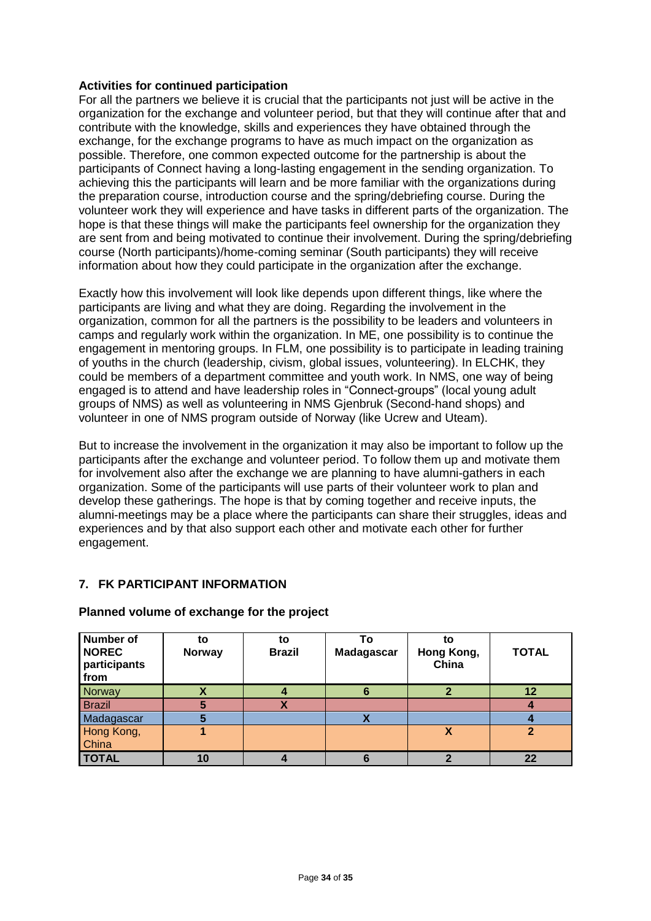**Activities for continued participation**

For all the partners we believe it is crucial that the participants not just will be active in the organization for the exchange and volunteer period, but that they will continue after that and contribute with the knowledge, skills and experiences they have obtained through the exchange, for the exchange programs to have as much impact on the organization as possible. Therefore, one common expected outcome for the partnership is about the participants of Connect having a long-lasting engagement in the sending organization. To achieving this the participants will learn and be more familiar with the organizations during the preparation course, introduction course and the spring/debriefing course. During the volunteer work they will experience and have tasks in different parts of the organization. The hope is that these things will make the participants feel ownership for the organization they are sent from and being motivated to continue their involvement. During the spring/debriefing course (North participants)/home-coming seminar (South participants) they will receive information about how they could participate in the organization after the exchange.

Exactly how this involvement will look like depends upon different things, like where the participants are living and what they are doing. Regarding the involvement in the organization, common for all the partners is the possibility to be leaders and volunteers in camps and regularly work within the organization. In ME, one possibility is to continue the engagement in mentoring groups. In FLM, one possibility is to participate in leading training of youths in the church (leadership, civism, global issues, volunteering). In ELCHK, they could be members of a department committee and youth work. In NMS, one way of being engaged is to attend and have leadership roles in "Connect-groups" (local young adult groups of NMS) as well as volunteering in NMS Gjenbruk (Second-hand shops) and volunteer in one of NMS program outside of Norway (like Ucrew and Uteam).

But to increase the involvement in the organization it may also be important to follow up the participants after the exchange and volunteer period. To follow them up and motivate them for involvement also after the exchange we are planning to have alumni-gathers in each organization. Some of the participants will use parts of their volunteer work to plan and develop these gatherings. The hope is that by coming together and receive inputs, the alumni-meetings may be a place where the participants can share their struggles, ideas and experiences and by that also support each other and motivate each other for further engagement.

## 7. FK PARTICIPANT INFORMATION

**Planned volume of exchange for the project**

| Number of NOREC participants from | to Norway | to Brazil | To Madagascar | to Hong Kong, China | TOTAL |
|---|---|---|---|---|---|
| Norway | X | 4 | 6 | 2 | 12 |
| Brazil | 5 | X | | | 4 |
| Madagascar | 5 | | X | | 4 |
| Hong Kong, China | 1 | | | X | 2 |
| **TOTAL** | 10 | 4 | 6 | 2 | 22 |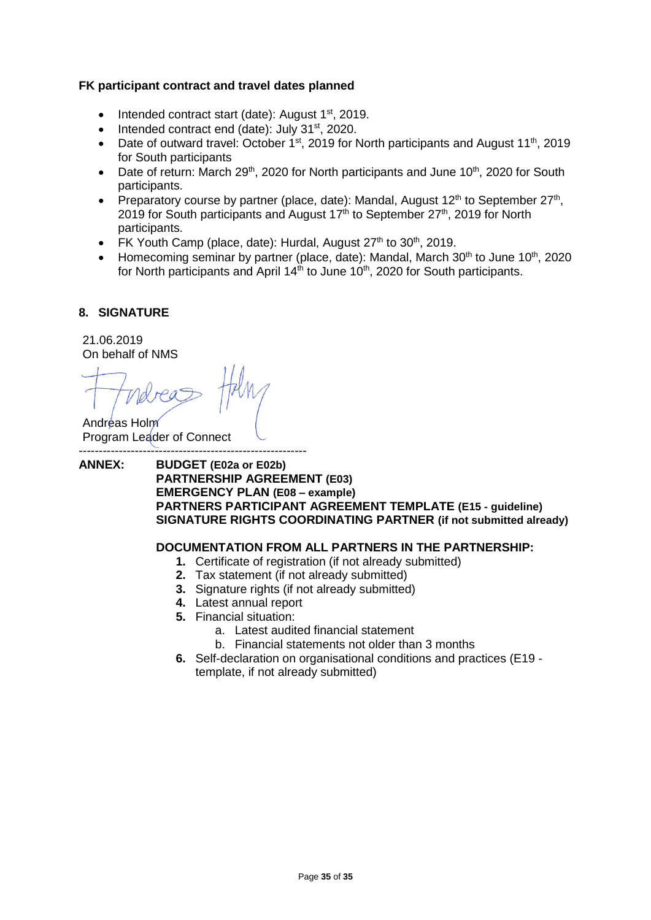**FK participant contract and travel dates planned**

- Intended contract start (date): August 1st, 2019.
- Intended contract end (date): July 31st, 2020.
- Date of outward travel: October 1st, 2019 for North participants and August 11th, 2019 for South participants
- Date of return: March 29th, 2020 for North participants and June 10th, 2020 for South participants.
- Preparatory course by partner (place, date): Mandal, August 12th to September 27th, 2019 for South participants and August 17th to September 27th, 2019 for North participants.
- FK Youth Camp (place, date): Hurdal, August 27th to 30th, 2019.
- Homecoming seminar by partner (place, date): Mandal, March 30th to June 10th, 2020 for North participants and April 14th to June 10th, 2020 for South participants.

## 8. SIGNATURE

21.06.2019
On behalf of NMS

Andreas Holm
Program Leader of Connect

---

**ANNEX:** **BUDGET (E02a or E02b)**
**PARTNERSHIP AGREEMENT (E03)**
**EMERGENCY PLAN (E08 – example)**
**PARTNERS PARTICIPANT AGREEMENT TEMPLATE (E15 - guideline)**
**SIGNATURE RIGHTS COORDINATING PARTNER (if not submitted already)**

**DOCUMENTATION FROM ALL PARTNERS IN THE PARTNERSHIP:**

1. Certificate of registration (if not already submitted)
2. Tax statement (if not already submitted)
3. Signature rights (if not already submitted)
4. Latest annual report
5. Financial situation:
   a. Latest audited financial statement
   b. Financial statements not older than 3 months
6. Self-declaration on organisational conditions and practices (E19 - template, if not already submitted)